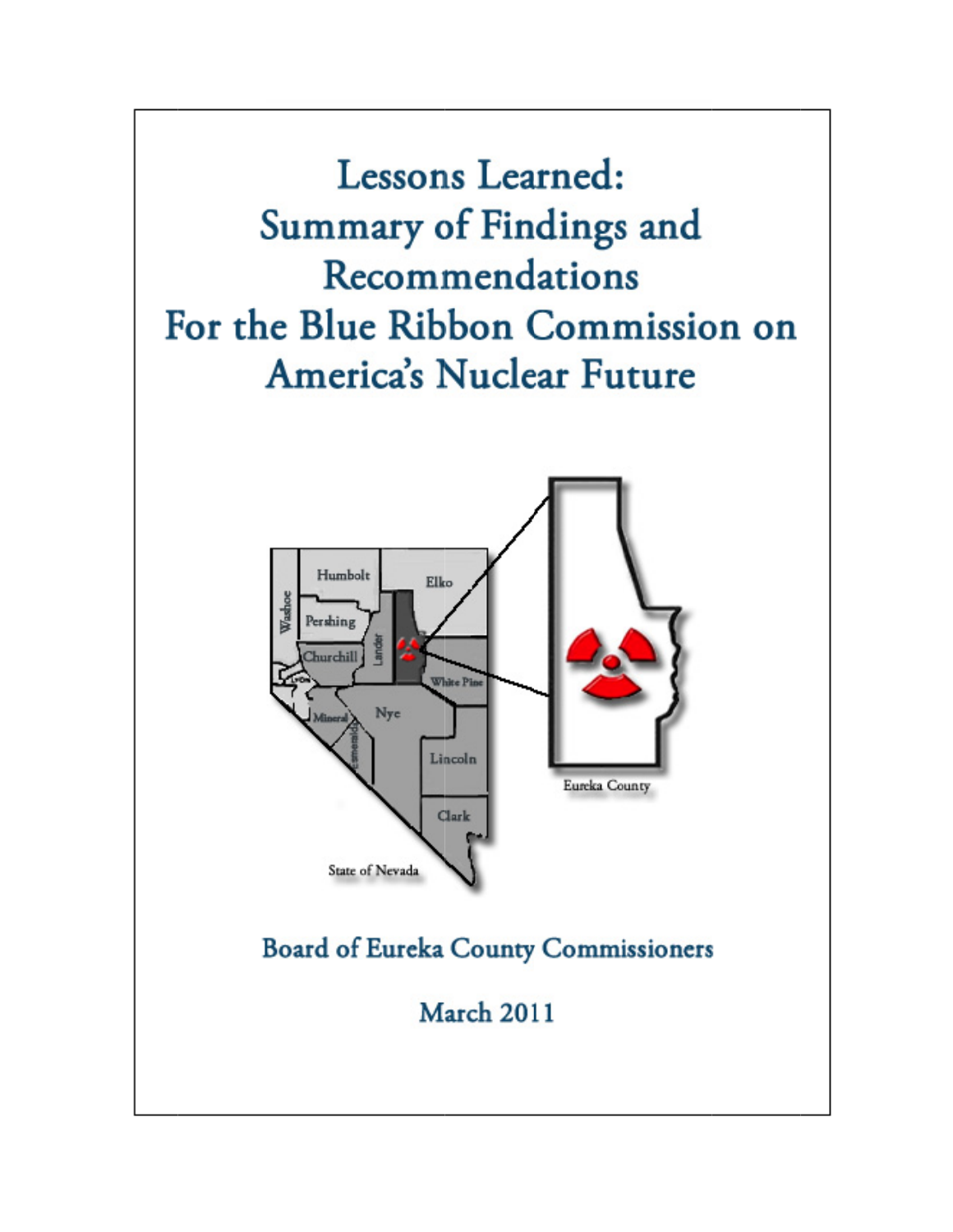# Lessons Learned: Summary of Findings and Recommendations For the Blue Ribbon Commission on America's Nuclear Future

Board of Eureka County Commissioners

March 2011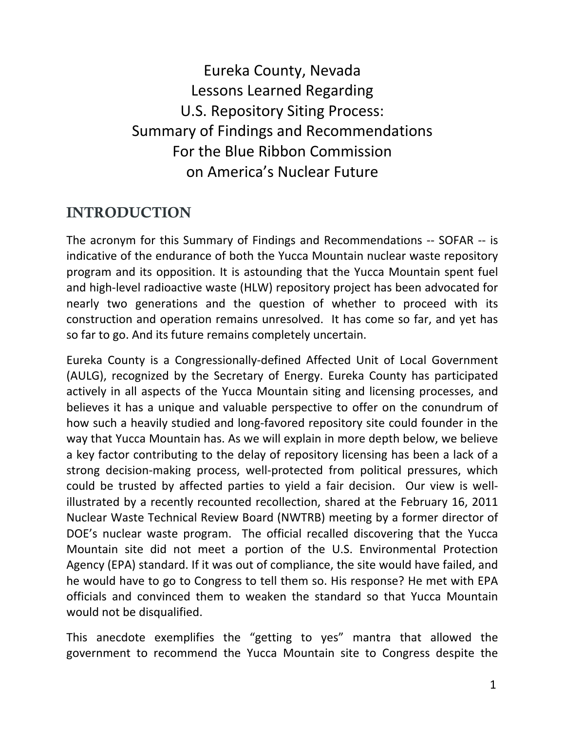# Eureka County, Nevada
# Lessons Learned Regarding
# U.S. Repository Siting Process:
# Summary of Findings and Recommendations
# For the Blue Ribbon Commission
# on America's Nuclear Future

## INTRODUCTION

The acronym for this Summary of Findings and Recommendations -- SOFAR -- is indicative of the endurance of both the Yucca Mountain nuclear waste repository program and its opposition. It is astounding that the Yucca Mountain spent fuel and high-level radioactive waste (HLW) repository project has been advocated for nearly two generations and the question of whether to proceed with its construction and operation remains unresolved. It has come so far, and yet has so far to go. And its future remains completely uncertain.

Eureka County is a Congressionally-defined Affected Unit of Local Government (AULG), recognized by the Secretary of Energy. Eureka County has participated actively in all aspects of the Yucca Mountain siting and licensing processes, and believes it has a unique and valuable perspective to offer on the conundrum of how such a heavily studied and long-favored repository site could founder in the way that Yucca Mountain has. As we will explain in more depth below, we believe a key factor contributing to the delay of repository licensing has been a lack of a strong decision-making process, well-protected from political pressures, which could be trusted by affected parties to yield a fair decision. Our view is well-illustrated by a recently recounted recollection, shared at the February 16, 2011 Nuclear Waste Technical Review Board (NWTRB) meeting by a former director of DOE's nuclear waste program. The official recalled discovering that the Yucca Mountain site did not meet a portion of the U.S. Environmental Protection Agency (EPA) standard. If it was out of compliance, the site would have failed, and he would have to go to Congress to tell them so. His response? He met with EPA officials and convinced them to weaken the standard so that Yucca Mountain would not be disqualified.

This anecdote exemplifies the "getting to yes" mantra that allowed the government to recommend the Yucca Mountain site to Congress despite the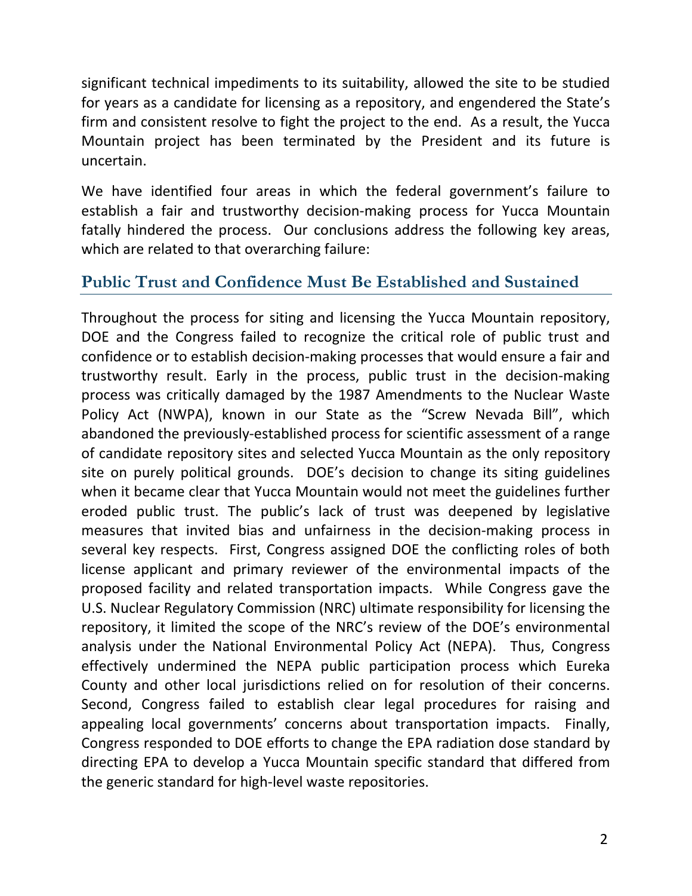significant technical impediments to its suitability, allowed the site to be studied for years as a candidate for licensing as a repository, and engendered the State's firm and consistent resolve to fight the project to the end. As a result, the Yucca Mountain project has been terminated by the President and its future is uncertain.

We have identified four areas in which the federal government's failure to establish a fair and trustworthy decision-making process for Yucca Mountain fatally hindered the process. Our conclusions address the following key areas, which are related to that overarching failure:

## Public Trust and Confidence Must Be Established and Sustained

Throughout the process for siting and licensing the Yucca Mountain repository, DOE and the Congress failed to recognize the critical role of public trust and confidence or to establish decision-making processes that would ensure a fair and trustworthy result. Early in the process, public trust in the decision-making process was critically damaged by the 1987 Amendments to the Nuclear Waste Policy Act (NWPA), known in our State as the "Screw Nevada Bill", which abandoned the previously-established process for scientific assessment of a range of candidate repository sites and selected Yucca Mountain as the only repository site on purely political grounds. DOE's decision to change its siting guidelines when it became clear that Yucca Mountain would not meet the guidelines further eroded public trust. The public's lack of trust was deepened by legislative measures that invited bias and unfairness in the decision-making process in several key respects. First, Congress assigned DOE the conflicting roles of both license applicant and primary reviewer of the environmental impacts of the proposed facility and related transportation impacts. While Congress gave the U.S. Nuclear Regulatory Commission (NRC) ultimate responsibility for licensing the repository, it limited the scope of the NRC's review of the DOE's environmental analysis under the National Environmental Policy Act (NEPA). Thus, Congress effectively undermined the NEPA public participation process which Eureka County and other local jurisdictions relied on for resolution of their concerns. Second, Congress failed to establish clear legal procedures for raising and appealing local governments' concerns about transportation impacts. Finally, Congress responded to DOE efforts to change the EPA radiation dose standard by directing EPA to develop a Yucca Mountain specific standard that differed from the generic standard for high-level waste repositories.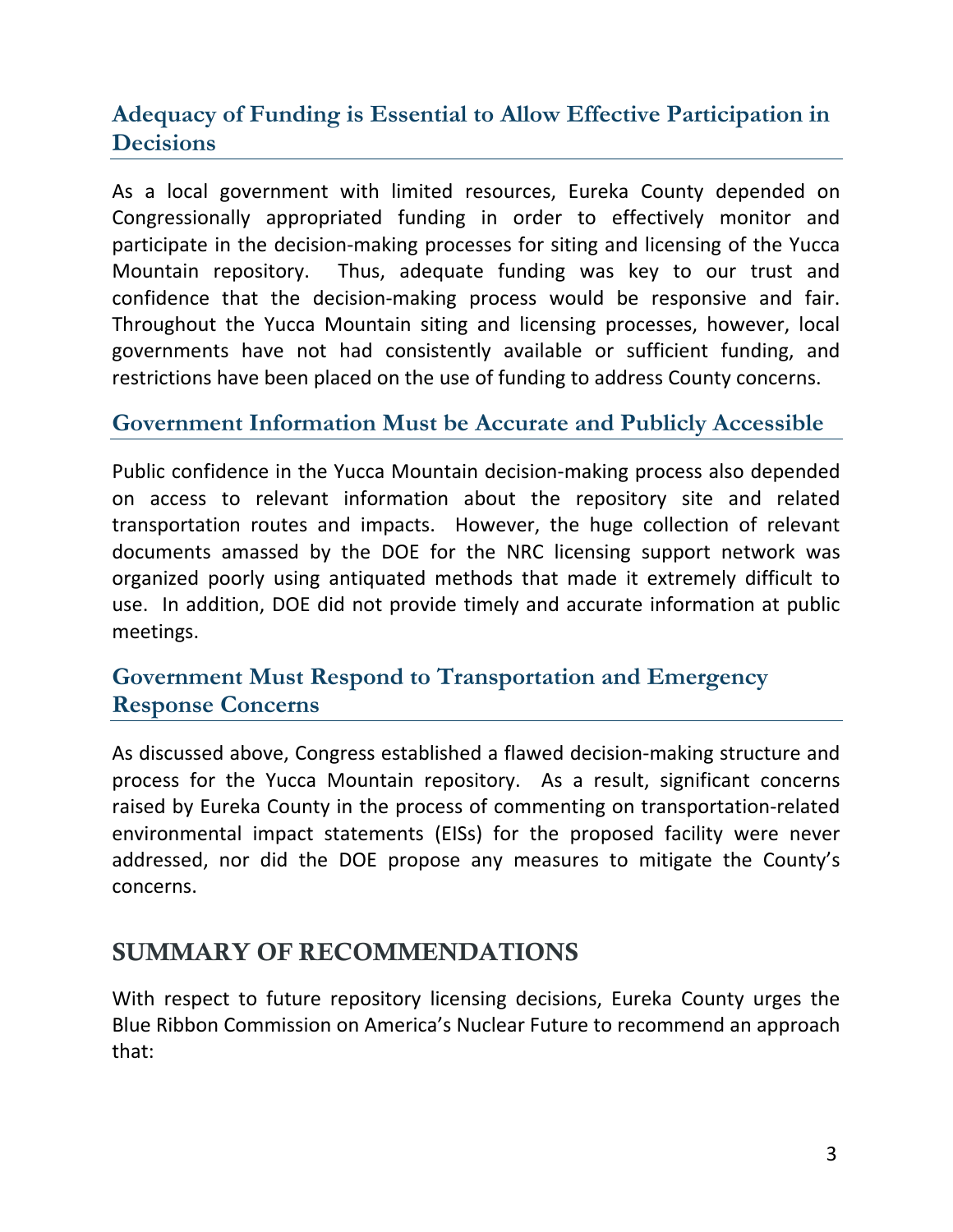### Adequacy of Funding is Essential to Allow Effective Participation in Decisions

As a local government with limited resources, Eureka County depended on Congressionally appropriated funding in order to effectively monitor and participate in the decision-making processes for siting and licensing of the Yucca Mountain repository. Thus, adequate funding was key to our trust and confidence that the decision-making process would be responsive and fair. Throughout the Yucca Mountain siting and licensing processes, however, local governments have not had consistently available or sufficient funding, and restrictions have been placed on the use of funding to address County concerns.

### Government Information Must be Accurate and Publicly Accessible

Public confidence in the Yucca Mountain decision-making process also depended on access to relevant information about the repository site and related transportation routes and impacts. However, the huge collection of relevant documents amassed by the DOE for the NRC licensing support network was organized poorly using antiquated methods that made it extremely difficult to use. In addition, DOE did not provide timely and accurate information at public meetings.

### Government Must Respond to Transportation and Emergency Response Concerns

As discussed above, Congress established a flawed decision-making structure and process for the Yucca Mountain repository. As a result, significant concerns raised by Eureka County in the process of commenting on transportation-related environmental impact statements (EISs) for the proposed facility were never addressed, nor did the DOE propose any measures to mitigate the County's concerns.

## SUMMARY OF RECOMMENDATIONS

With respect to future repository licensing decisions, Eureka County urges the Blue Ribbon Commission on America's Nuclear Future to recommend an approach that: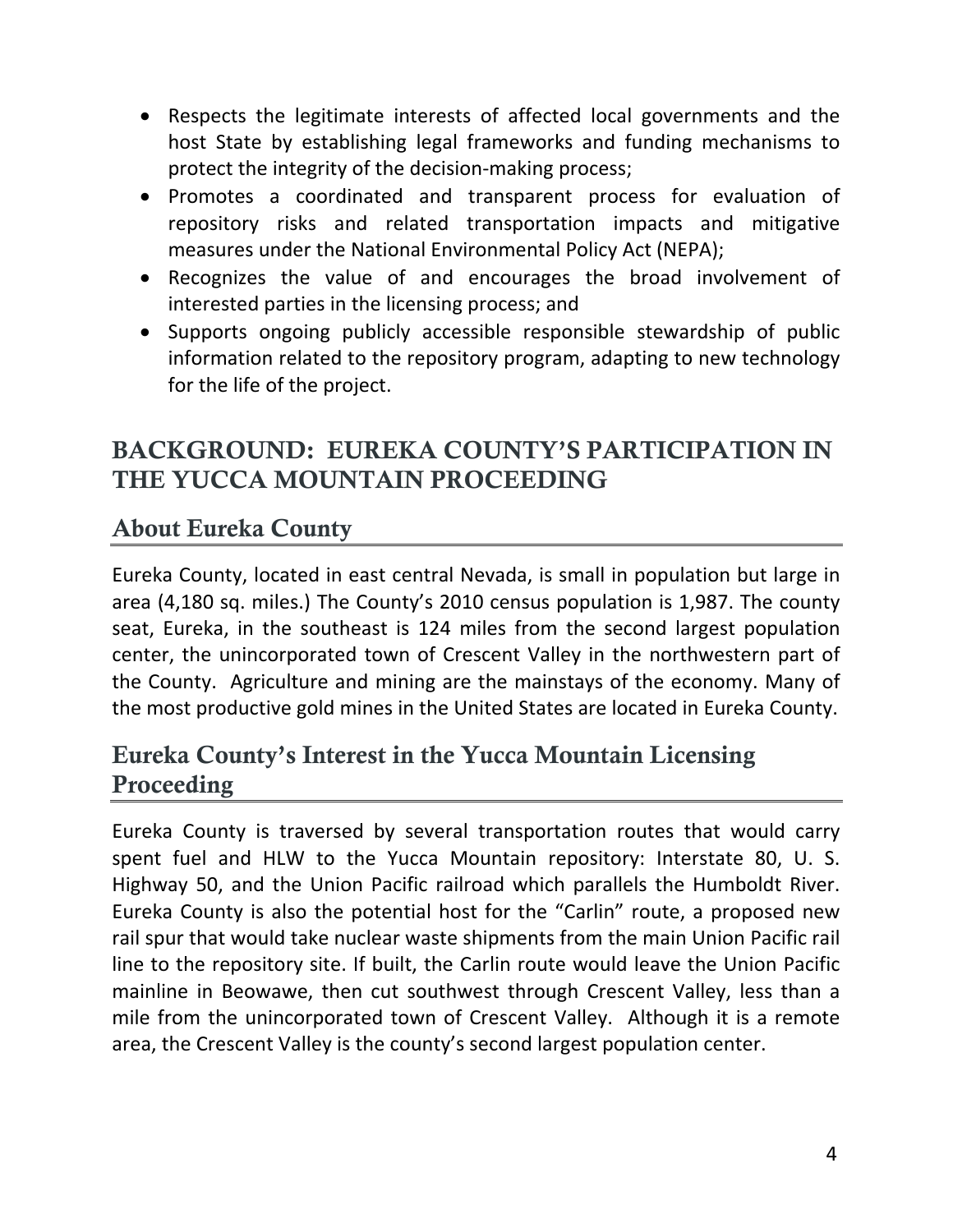- Respects the legitimate interests of affected local governments and the host State by establishing legal frameworks and funding mechanisms to protect the integrity of the decision-making process;
- Promotes a coordinated and transparent process for evaluation of repository risks and related transportation impacts and mitigative measures under the National Environmental Policy Act (NEPA);
- Recognizes the value of and encourages the broad involvement of interested parties in the licensing process; and
- Supports ongoing publicly accessible responsible stewardship of public information related to the repository program, adapting to new technology for the life of the project.

# BACKGROUND: EUREKA COUNTY'S PARTICIPATION IN THE YUCCA MOUNTAIN PROCEEDING

## About Eureka County

Eureka County, located in east central Nevada, is small in population but large in area (4,180 sq. miles.) The County's 2010 census population is 1,987. The county seat, Eureka, in the southeast is 124 miles from the second largest population center, the unincorporated town of Crescent Valley in the northwestern part of the County. Agriculture and mining are the mainstays of the economy. Many of the most productive gold mines in the United States are located in Eureka County.

## Eureka County's Interest in the Yucca Mountain Licensing Proceeding

Eureka County is traversed by several transportation routes that would carry spent fuel and HLW to the Yucca Mountain repository: Interstate 80, U. S. Highway 50, and the Union Pacific railroad which parallels the Humboldt River. Eureka County is also the potential host for the "Carlin" route, a proposed new rail spur that would take nuclear waste shipments from the main Union Pacific rail line to the repository site. If built, the Carlin route would leave the Union Pacific mainline in Beowawe, then cut southwest through Crescent Valley, less than a mile from the unincorporated town of Crescent Valley. Although it is a remote area, the Crescent Valley is the county's second largest population center.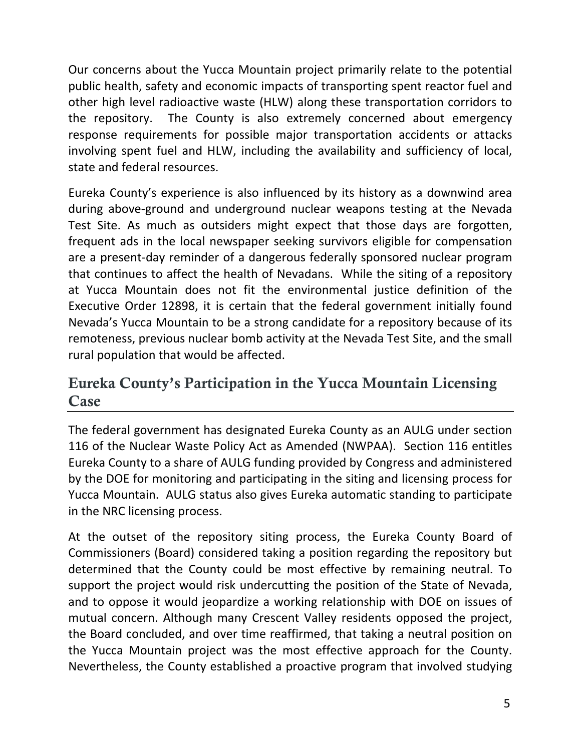Our concerns about the Yucca Mountain project primarily relate to the potential public health, safety and economic impacts of transporting spent reactor fuel and other high level radioactive waste (HLW) along these transportation corridors to the repository. The County is also extremely concerned about emergency response requirements for possible major transportation accidents or attacks involving spent fuel and HLW, including the availability and sufficiency of local, state and federal resources.

Eureka County's experience is also influenced by its history as a downwind area during above-ground and underground nuclear weapons testing at the Nevada Test Site. As much as outsiders might expect that those days are forgotten, frequent ads in the local newspaper seeking survivors eligible for compensation are a present-day reminder of a dangerous federally sponsored nuclear program that continues to affect the health of Nevadans. While the siting of a repository at Yucca Mountain does not fit the environmental justice definition of the Executive Order 12898, it is certain that the federal government initially found Nevada's Yucca Mountain to be a strong candidate for a repository because of its remoteness, previous nuclear bomb activity at the Nevada Test Site, and the small rural population that would be affected.

## Eureka County's Participation in the Yucca Mountain Licensing Case

The federal government has designated Eureka County as an AULG under section 116 of the Nuclear Waste Policy Act as Amended (NWPAA). Section 116 entitles Eureka County to a share of AULG funding provided by Congress and administered by the DOE for monitoring and participating in the siting and licensing process for Yucca Mountain. AULG status also gives Eureka automatic standing to participate in the NRC licensing process.

At the outset of the repository siting process, the Eureka County Board of Commissioners (Board) considered taking a position regarding the repository but determined that the County could be most effective by remaining neutral. To support the project would risk undercutting the position of the State of Nevada, and to oppose it would jeopardize a working relationship with DOE on issues of mutual concern. Although many Crescent Valley residents opposed the project, the Board concluded, and over time reaffirmed, that taking a neutral position on the Yucca Mountain project was the most effective approach for the County. Nevertheless, the County established a proactive program that involved studying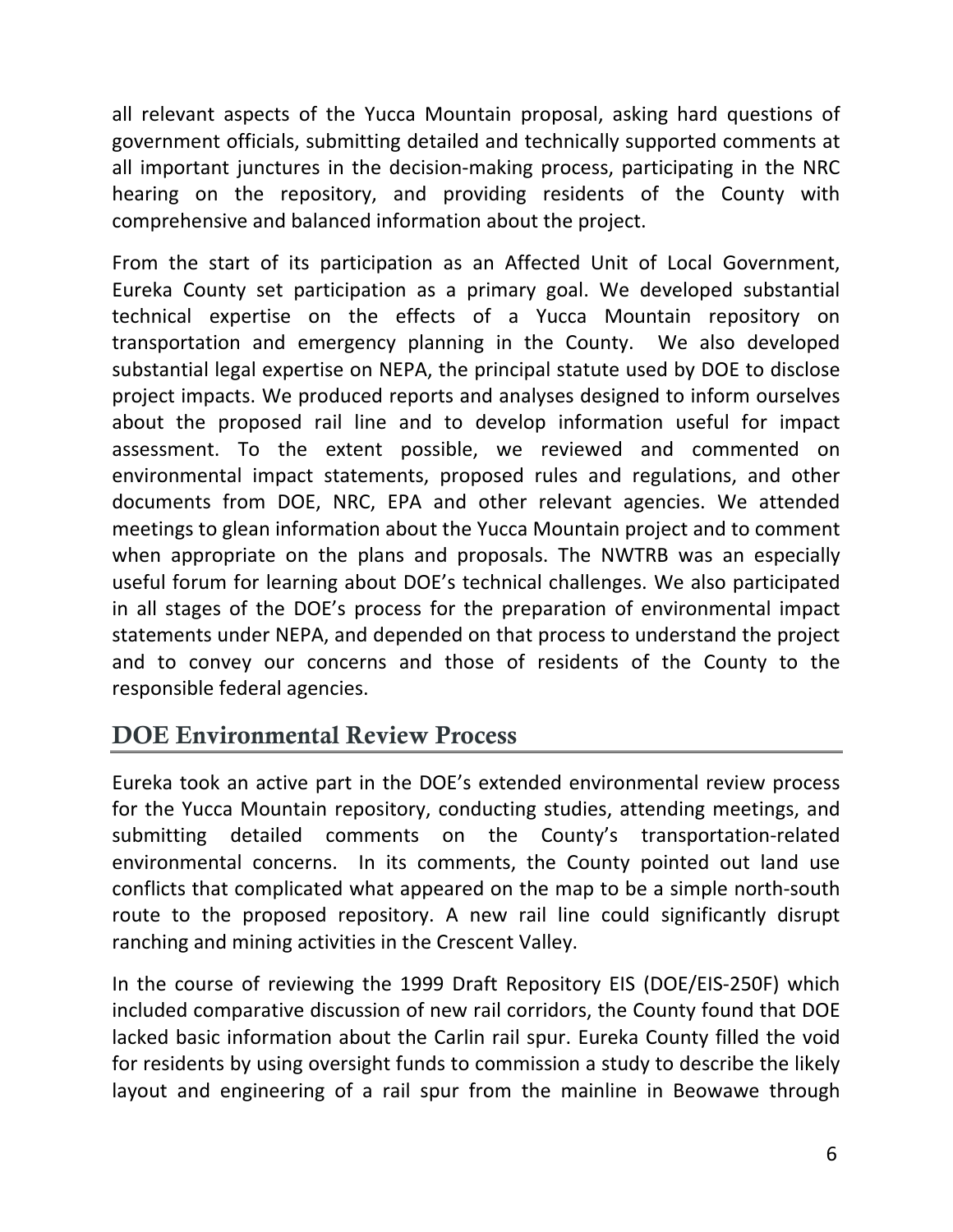all relevant aspects of the Yucca Mountain proposal, asking hard questions of government officials, submitting detailed and technically supported comments at all important junctures in the decision-making process, participating in the NRC hearing on the repository, and providing residents of the County with comprehensive and balanced information about the project.

From the start of its participation as an Affected Unit of Local Government, Eureka County set participation as a primary goal. We developed substantial technical expertise on the effects of a Yucca Mountain repository on transportation and emergency planning in the County. We also developed substantial legal expertise on NEPA, the principal statute used by DOE to disclose project impacts. We produced reports and analyses designed to inform ourselves about the proposed rail line and to develop information useful for impact assessment. To the extent possible, we reviewed and commented on environmental impact statements, proposed rules and regulations, and other documents from DOE, NRC, EPA and other relevant agencies. We attended meetings to glean information about the Yucca Mountain project and to comment when appropriate on the plans and proposals. The NWTRB was an especially useful forum for learning about DOE's technical challenges. We also participated in all stages of the DOE's process for the preparation of environmental impact statements under NEPA, and depended on that process to understand the project and to convey our concerns and those of residents of the County to the responsible federal agencies.

## DOE Environmental Review Process

Eureka took an active part in the DOE's extended environmental review process for the Yucca Mountain repository, conducting studies, attending meetings, and submitting detailed comments on the County's transportation-related environmental concerns. In its comments, the County pointed out land use conflicts that complicated what appeared on the map to be a simple north-south route to the proposed repository. A new rail line could significantly disrupt ranching and mining activities in the Crescent Valley.

In the course of reviewing the 1999 Draft Repository EIS (DOE/EIS-250F) which included comparative discussion of new rail corridors, the County found that DOE lacked basic information about the Carlin rail spur. Eureka County filled the void for residents by using oversight funds to commission a study to describe the likely layout and engineering of a rail spur from the mainline in Beowawe through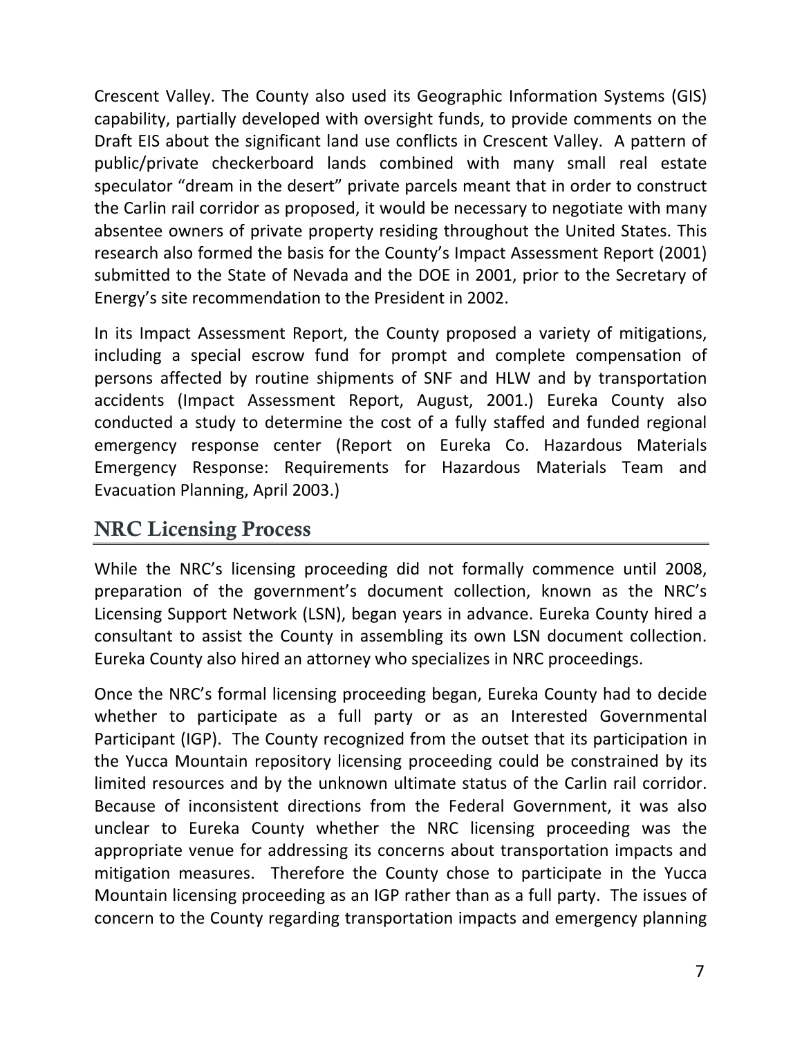Crescent Valley. The County also used its Geographic Information Systems (GIS) capability, partially developed with oversight funds, to provide comments on the Draft EIS about the significant land use conflicts in Crescent Valley. A pattern of public/private checkerboard lands combined with many small real estate speculator "dream in the desert" private parcels meant that in order to construct the Carlin rail corridor as proposed, it would be necessary to negotiate with many absentee owners of private property residing throughout the United States. This research also formed the basis for the County's Impact Assessment Report (2001) submitted to the State of Nevada and the DOE in 2001, prior to the Secretary of Energy's site recommendation to the President in 2002.

In its Impact Assessment Report, the County proposed a variety of mitigations, including a special escrow fund for prompt and complete compensation of persons affected by routine shipments of SNF and HLW and by transportation accidents (Impact Assessment Report, August, 2001.) Eureka County also conducted a study to determine the cost of a fully staffed and funded regional emergency response center (Report on Eureka Co. Hazardous Materials Emergency Response: Requirements for Hazardous Materials Team and Evacuation Planning, April 2003.)

## NRC Licensing Process

While the NRC's licensing proceeding did not formally commence until 2008, preparation of the government's document collection, known as the NRC's Licensing Support Network (LSN), began years in advance. Eureka County hired a consultant to assist the County in assembling its own LSN document collection. Eureka County also hired an attorney who specializes in NRC proceedings.

Once the NRC's formal licensing proceeding began, Eureka County had to decide whether to participate as a full party or as an Interested Governmental Participant (IGP). The County recognized from the outset that its participation in the Yucca Mountain repository licensing proceeding could be constrained by its limited resources and by the unknown ultimate status of the Carlin rail corridor. Because of inconsistent directions from the Federal Government, it was also unclear to Eureka County whether the NRC licensing proceeding was the appropriate venue for addressing its concerns about transportation impacts and mitigation measures. Therefore the County chose to participate in the Yucca Mountain licensing proceeding as an IGP rather than as a full party. The issues of concern to the County regarding transportation impacts and emergency planning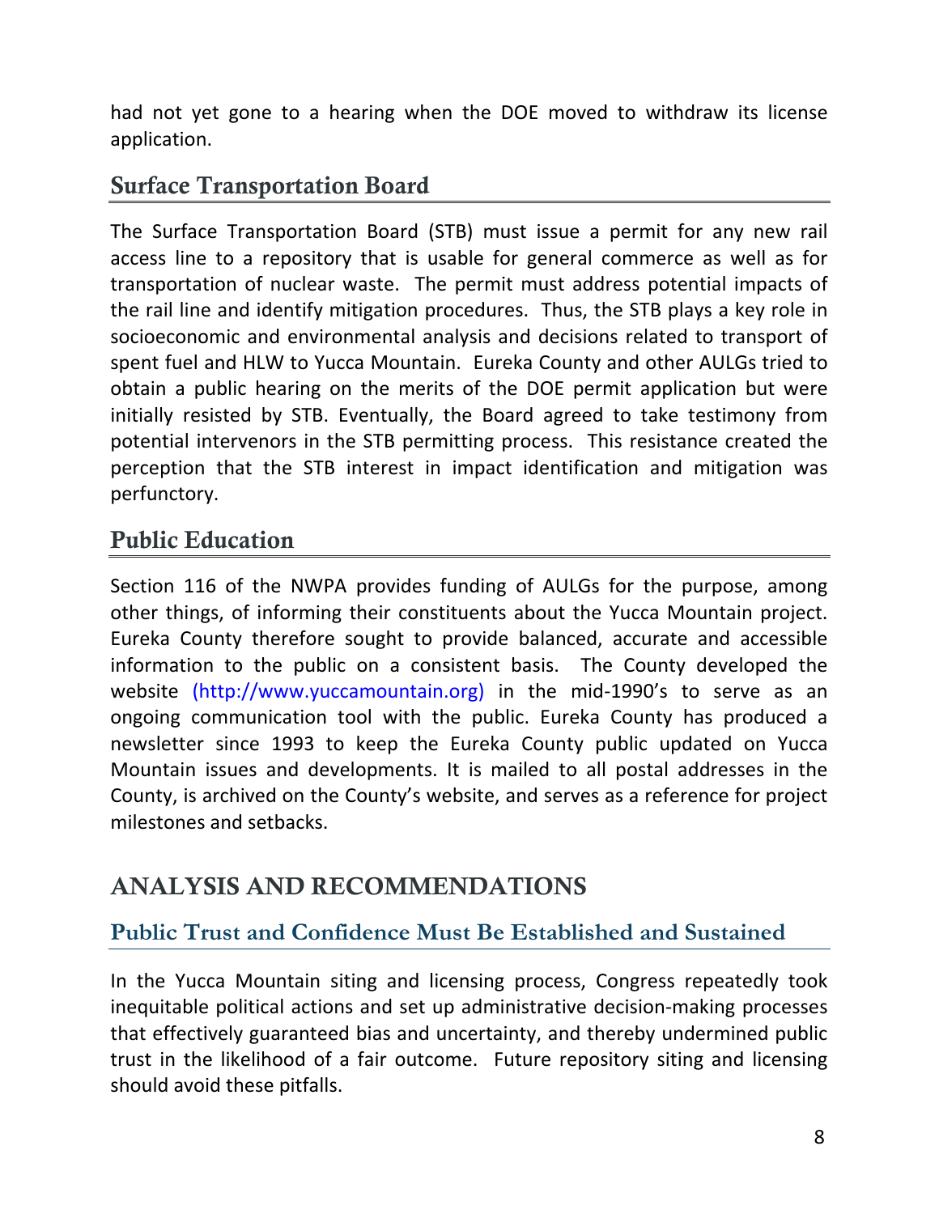had not yet gone to a hearing when the DOE moved to withdraw its license application.

## Surface Transportation Board

The Surface Transportation Board (STB) must issue a permit for any new rail access line to a repository that is usable for general commerce as well as for transportation of nuclear waste. The permit must address potential impacts of the rail line and identify mitigation procedures. Thus, the STB plays a key role in socioeconomic and environmental analysis and decisions related to transport of spent fuel and HLW to Yucca Mountain. Eureka County and other AULGs tried to obtain a public hearing on the merits of the DOE permit application but were initially resisted by STB. Eventually, the Board agreed to take testimony from potential intervenors in the STB permitting process. This resistance created the perception that the STB interest in impact identification and mitigation was perfunctory.

## Public Education

Section 116 of the NWPA provides funding of AULGs for the purpose, among other things, of informing their constituents about the Yucca Mountain project. Eureka County therefore sought to provide balanced, accurate and accessible information to the public on a consistent basis. The County developed the website (http://www.yuccamountain.org) in the mid-1990's to serve as an ongoing communication tool with the public. Eureka County has produced a newsletter since 1993 to keep the Eureka County public updated on Yucca Mountain issues and developments. It is mailed to all postal addresses in the County, is archived on the County's website, and serves as a reference for project milestones and setbacks.

# ANALYSIS AND RECOMMENDATIONS

## Public Trust and Confidence Must Be Established and Sustained

In the Yucca Mountain siting and licensing process, Congress repeatedly took inequitable political actions and set up administrative decision-making processes that effectively guaranteed bias and uncertainty, and thereby undermined public trust in the likelihood of a fair outcome. Future repository siting and licensing should avoid these pitfalls.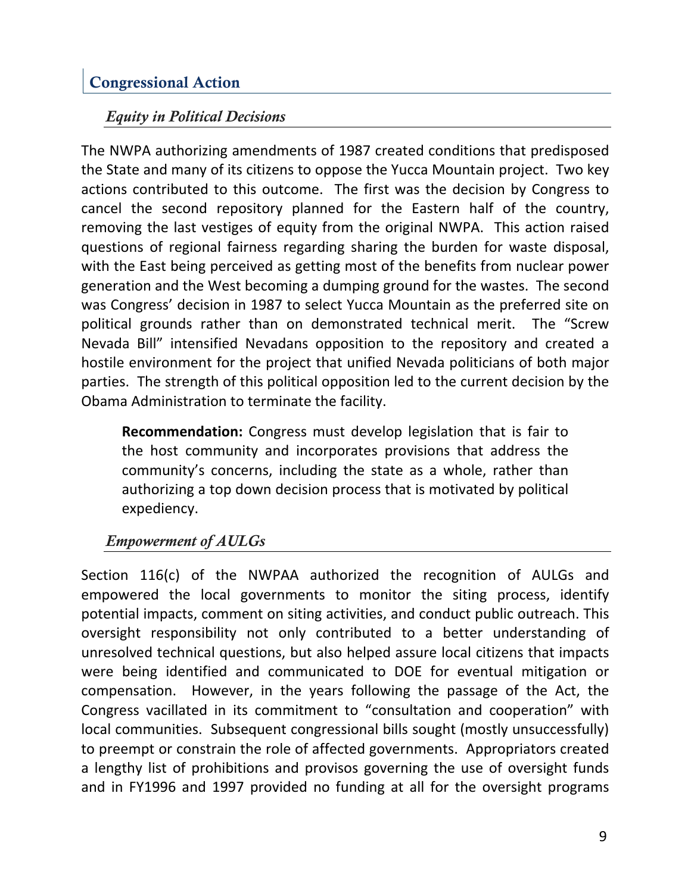## Congressional Action

### *Equity in Political Decisions*

The NWPA authorizing amendments of 1987 created conditions that predisposed the State and many of its citizens to oppose the Yucca Mountain project. Two key actions contributed to this outcome. The first was the decision by Congress to cancel the second repository planned for the Eastern half of the country, removing the last vestiges of equity from the original NWPA. This action raised questions of regional fairness regarding sharing the burden for waste disposal, with the East being perceived as getting most of the benefits from nuclear power generation and the West becoming a dumping ground for the wastes. The second was Congress' decision in 1987 to select Yucca Mountain as the preferred site on political grounds rather than on demonstrated technical merit. The "Screw Nevada Bill" intensified Nevadans opposition to the repository and created a hostile environment for the project that unified Nevada politicians of both major parties. The strength of this political opposition led to the current decision by the Obama Administration to terminate the facility.

> **Recommendation:** Congress must develop legislation that is fair to the host community and incorporates provisions that address the community's concerns, including the state as a whole, rather than authorizing a top down decision process that is motivated by political expediency.

### *Empowerment of AULGs*

Section 116(c) of the NWPAA authorized the recognition of AULGs and empowered the local governments to monitor the siting process, identify potential impacts, comment on siting activities, and conduct public outreach. This oversight responsibility not only contributed to a better understanding of unresolved technical questions, but also helped assure local citizens that impacts were being identified and communicated to DOE for eventual mitigation or compensation. However, in the years following the passage of the Act, the Congress vacillated in its commitment to "consultation and cooperation" with local communities. Subsequent congressional bills sought (mostly unsuccessfully) to preempt or constrain the role of affected governments. Appropriators created a lengthy list of prohibitions and provisos governing the use of oversight funds and in FY1996 and 1997 provided no funding at all for the oversight programs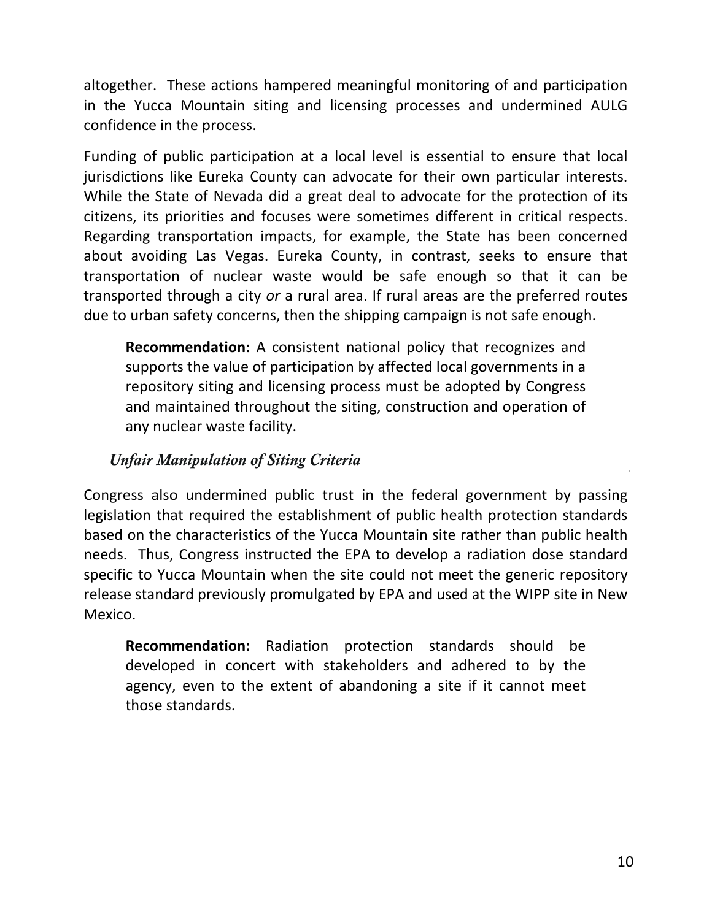altogether. These actions hampered meaningful monitoring of and participation in the Yucca Mountain siting and licensing processes and undermined AULG confidence in the process.

Funding of public participation at a local level is essential to ensure that local jurisdictions like Eureka County can advocate for their own particular interests. While the State of Nevada did a great deal to advocate for the protection of its citizens, its priorities and focuses were sometimes different in critical respects. Regarding transportation impacts, for example, the State has been concerned about avoiding Las Vegas. Eureka County, in contrast, seeks to ensure that transportation of nuclear waste would be safe enough so that it can be transported through a city *or* a rural area. If rural areas are the preferred routes due to urban safety concerns, then the shipping campaign is not safe enough.

> **Recommendation:** A consistent national policy that recognizes and supports the value of participation by affected local governments in a repository siting and licensing process must be adopted by Congress and maintained throughout the siting, construction and operation of any nuclear waste facility.

### *Unfair Manipulation of Siting Criteria*

Congress also undermined public trust in the federal government by passing legislation that required the establishment of public health protection standards based on the characteristics of the Yucca Mountain site rather than public health needs. Thus, Congress instructed the EPA to develop a radiation dose standard specific to Yucca Mountain when the site could not meet the generic repository release standard previously promulgated by EPA and used at the WIPP site in New Mexico.

> **Recommendation:** Radiation protection standards should be developed in concert with stakeholders and adhered to by the agency, even to the extent of abandoning a site if it cannot meet those standards.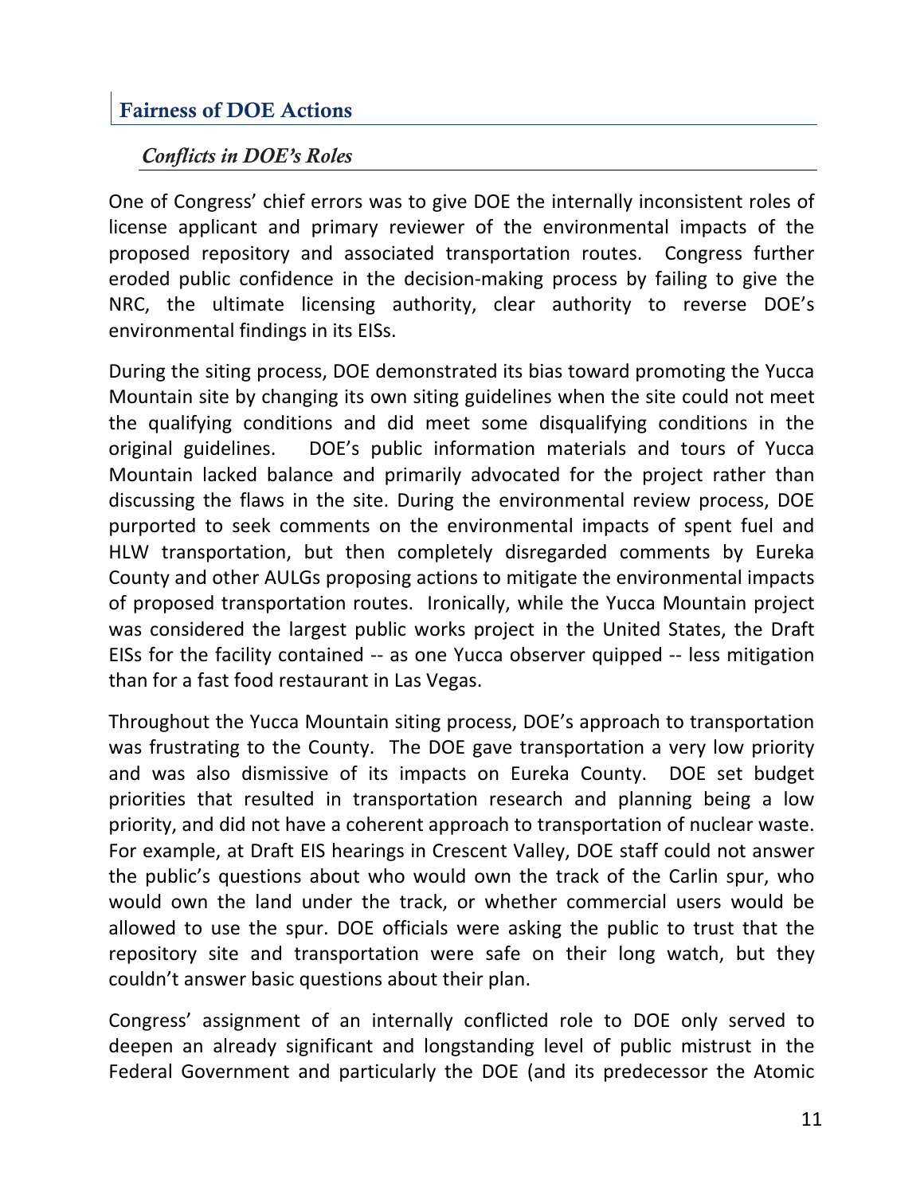## Fairness of DOE Actions

### *Conflicts in DOE's Roles*

One of Congress' chief errors was to give DOE the internally inconsistent roles of license applicant and primary reviewer of the environmental impacts of the proposed repository and associated transportation routes. Congress further eroded public confidence in the decision-making process by failing to give the NRC, the ultimate licensing authority, clear authority to reverse DOE's environmental findings in its EISs.

During the siting process, DOE demonstrated its bias toward promoting the Yucca Mountain site by changing its own siting guidelines when the site could not meet the qualifying conditions and did meet some disqualifying conditions in the original guidelines. DOE's public information materials and tours of Yucca Mountain lacked balance and primarily advocated for the project rather than discussing the flaws in the site. During the environmental review process, DOE purported to seek comments on the environmental impacts of spent fuel and HLW transportation, but then completely disregarded comments by Eureka County and other AULGs proposing actions to mitigate the environmental impacts of proposed transportation routes. Ironically, while the Yucca Mountain project was considered the largest public works project in the United States, the Draft EISs for the facility contained -- as one Yucca observer quipped -- less mitigation than for a fast food restaurant in Las Vegas.

Throughout the Yucca Mountain siting process, DOE's approach to transportation was frustrating to the County. The DOE gave transportation a very low priority and was also dismissive of its impacts on Eureka County. DOE set budget priorities that resulted in transportation research and planning being a low priority, and did not have a coherent approach to transportation of nuclear waste. For example, at Draft EIS hearings in Crescent Valley, DOE staff could not answer the public's questions about who would own the track of the Carlin spur, who would own the land under the track, or whether commercial users would be allowed to use the spur. DOE officials were asking the public to trust that the repository site and transportation were safe on their long watch, but they couldn't answer basic questions about their plan.

Congress' assignment of an internally conflicted role to DOE only served to deepen an already significant and longstanding level of public mistrust in the Federal Government and particularly the DOE (and its predecessor the Atomic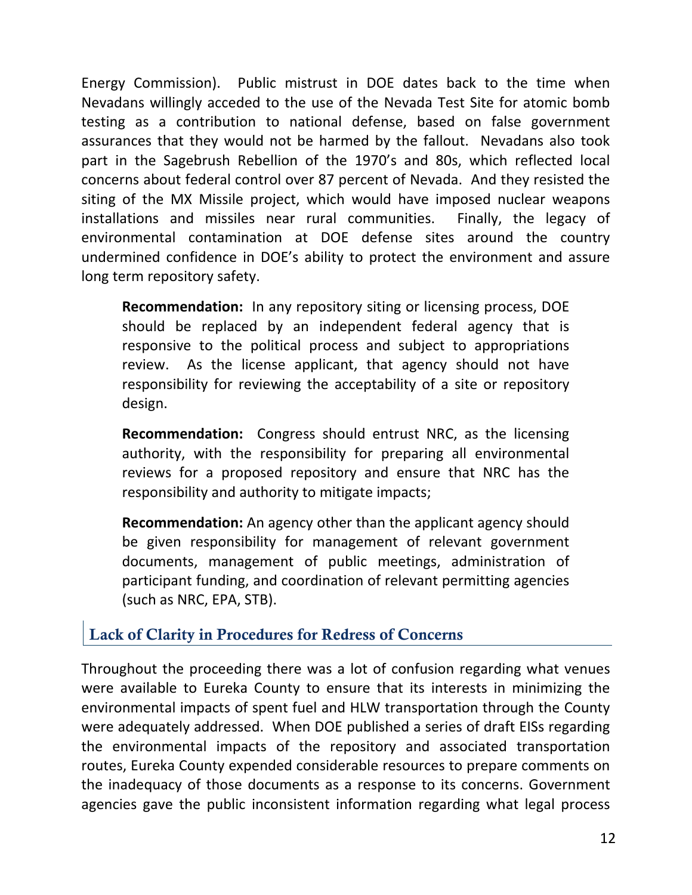Energy Commission). Public mistrust in DOE dates back to the time when Nevadans willingly acceded to the use of the Nevada Test Site for atomic bomb testing as a contribution to national defense, based on false government assurances that they would not be harmed by the fallout. Nevadans also took part in the Sagebrush Rebellion of the 1970's and 80s, which reflected local concerns about federal control over 87 percent of Nevada. And they resisted the siting of the MX Missile project, which would have imposed nuclear weapons installations and missiles near rural communities. Finally, the legacy of environmental contamination at DOE defense sites around the country undermined confidence in DOE's ability to protect the environment and assure long term repository safety.

> **Recommendation:** In any repository siting or licensing process, DOE should be replaced by an independent federal agency that is responsive to the political process and subject to appropriations review. As the license applicant, that agency should not have responsibility for reviewing the acceptability of a site or repository design.
>
> **Recommendation:** Congress should entrust NRC, as the licensing authority, with the responsibility for preparing all environmental reviews for a proposed repository and ensure that NRC has the responsibility and authority to mitigate impacts;
>
> **Recommendation:** An agency other than the applicant agency should be given responsibility for management of relevant government documents, management of public meetings, administration of participant funding, and coordination of relevant permitting agencies (such as NRC, EPA, STB).

## Lack of Clarity in Procedures for Redress of Concerns

Throughout the proceeding there was a lot of confusion regarding what venues were available to Eureka County to ensure that its interests in minimizing the environmental impacts of spent fuel and HLW transportation through the County were adequately addressed. When DOE published a series of draft EISs regarding the environmental impacts of the repository and associated transportation routes, Eureka County expended considerable resources to prepare comments on the inadequacy of those documents as a response to its concerns. Government agencies gave the public inconsistent information regarding what legal process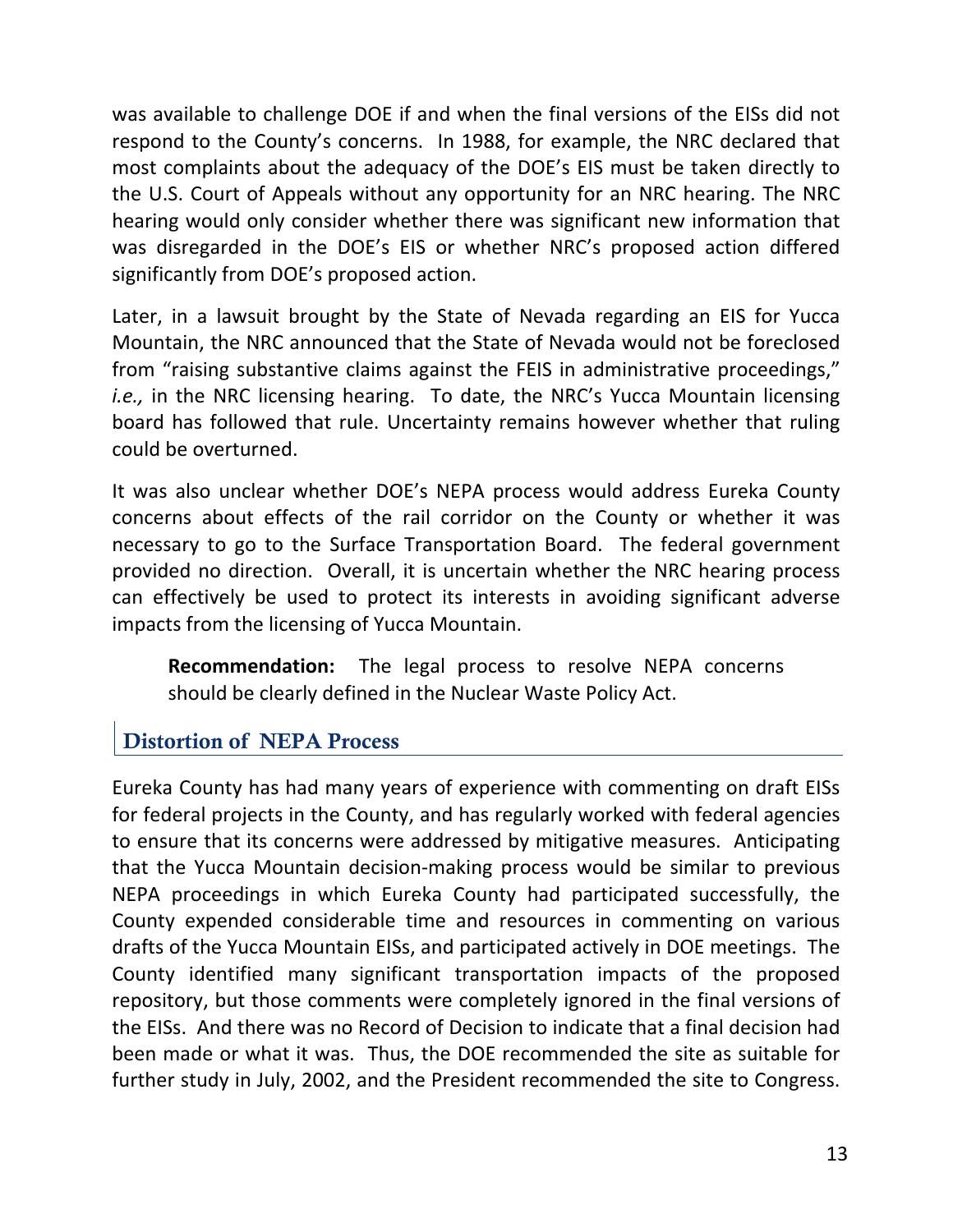was available to challenge DOE if and when the final versions of the EISs did not respond to the County's concerns. In 1988, for example, the NRC declared that most complaints about the adequacy of the DOE's EIS must be taken directly to the U.S. Court of Appeals without any opportunity for an NRC hearing. The NRC hearing would only consider whether there was significant new information that was disregarded in the DOE's EIS or whether NRC's proposed action differed significantly from DOE's proposed action.

Later, in a lawsuit brought by the State of Nevada regarding an EIS for Yucca Mountain, the NRC announced that the State of Nevada would not be foreclosed from "raising substantive claims against the FEIS in administrative proceedings," *i.e.,* in the NRC licensing hearing. To date, the NRC's Yucca Mountain licensing board has followed that rule. Uncertainty remains however whether that ruling could be overturned.

It was also unclear whether DOE's NEPA process would address Eureka County concerns about effects of the rail corridor on the County or whether it was necessary to go to the Surface Transportation Board. The federal government provided no direction. Overall, it is uncertain whether the NRC hearing process can effectively be used to protect its interests in avoiding significant adverse impacts from the licensing of Yucca Mountain.

> **Recommendation:** The legal process to resolve NEPA concerns should be clearly defined in the Nuclear Waste Policy Act.

## Distortion of NEPA Process

Eureka County has had many years of experience with commenting on draft EISs for federal projects in the County, and has regularly worked with federal agencies to ensure that its concerns were addressed by mitigative measures. Anticipating that the Yucca Mountain decision-making process would be similar to previous NEPA proceedings in which Eureka County had participated successfully, the County expended considerable time and resources in commenting on various drafts of the Yucca Mountain EISs, and participated actively in DOE meetings. The County identified many significant transportation impacts of the proposed repository, but those comments were completely ignored in the final versions of the EISs. And there was no Record of Decision to indicate that a final decision had been made or what it was. Thus, the DOE recommended the site as suitable for further study in July, 2002, and the President recommended the site to Congress.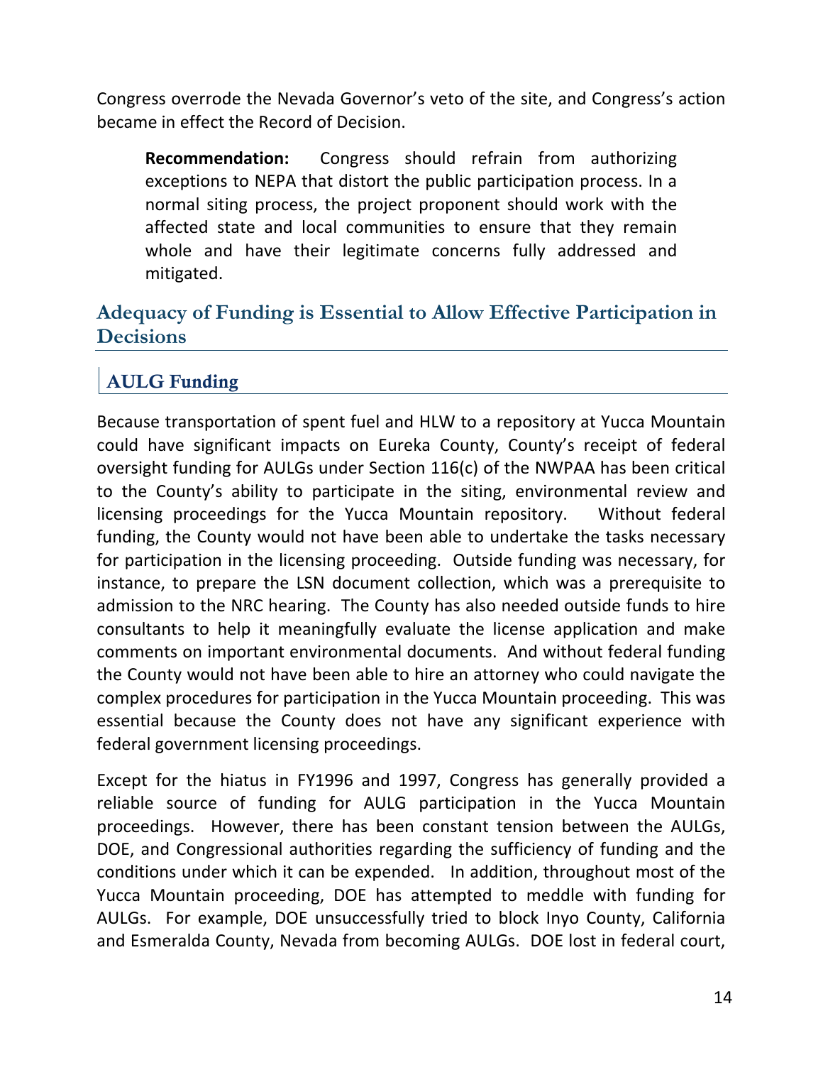Congress overrode the Nevada Governor's veto of the site, and Congress's action became in effect the Record of Decision.

> **Recommendation:** Congress should refrain from authorizing exceptions to NEPA that distort the public participation process. In a normal siting process, the project proponent should work with the affected state and local communities to ensure that they remain whole and have their legitimate concerns fully addressed and mitigated.

## Adequacy of Funding is Essential to Allow Effective Participation in Decisions

### AULG Funding

Because transportation of spent fuel and HLW to a repository at Yucca Mountain could have significant impacts on Eureka County, County's receipt of federal oversight funding for AULGs under Section 116(c) of the NWPAA has been critical to the County's ability to participate in the siting, environmental review and licensing proceedings for the Yucca Mountain repository. Without federal funding, the County would not have been able to undertake the tasks necessary for participation in the licensing proceeding. Outside funding was necessary, for instance, to prepare the LSN document collection, which was a prerequisite to admission to the NRC hearing. The County has also needed outside funds to hire consultants to help it meaningfully evaluate the license application and make comments on important environmental documents. And without federal funding the County would not have been able to hire an attorney who could navigate the complex procedures for participation in the Yucca Mountain proceeding. This was essential because the County does not have any significant experience with federal government licensing proceedings.

Except for the hiatus in FY1996 and 1997, Congress has generally provided a reliable source of funding for AULG participation in the Yucca Mountain proceedings. However, there has been constant tension between the AULGs, DOE, and Congressional authorities regarding the sufficiency of funding and the conditions under which it can be expended. In addition, throughout most of the Yucca Mountain proceeding, DOE has attempted to meddle with funding for AULGs. For example, DOE unsuccessfully tried to block Inyo County, California and Esmeralda County, Nevada from becoming AULGs. DOE lost in federal court,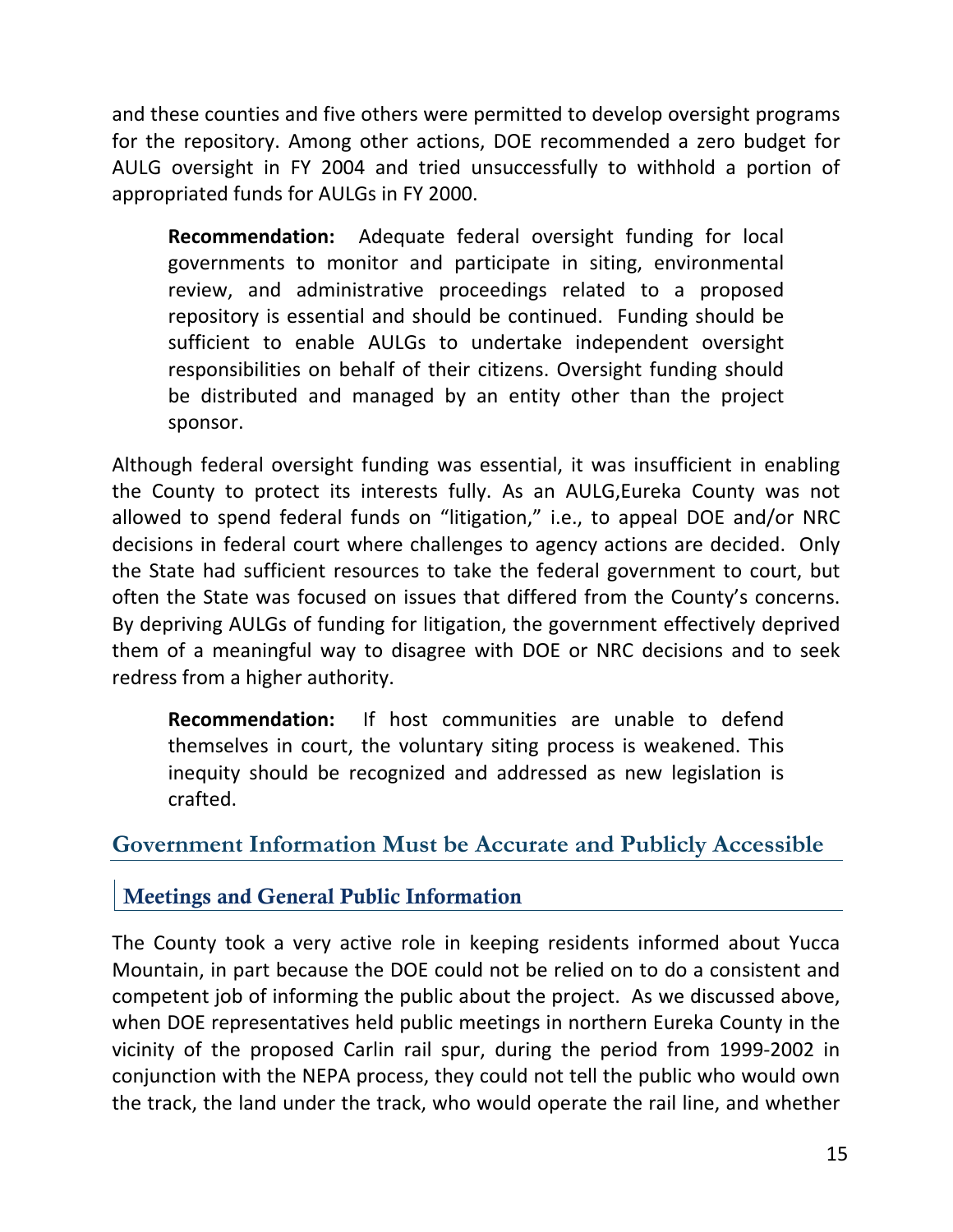and these counties and five others were permitted to develop oversight programs for the repository. Among other actions, DOE recommended a zero budget for AULG oversight in FY 2004 and tried unsuccessfully to withhold a portion of appropriated funds for AULGs in FY 2000.

> **Recommendation:** Adequate federal oversight funding for local governments to monitor and participate in siting, environmental review, and administrative proceedings related to a proposed repository is essential and should be continued. Funding should be sufficient to enable AULGs to undertake independent oversight responsibilities on behalf of their citizens. Oversight funding should be distributed and managed by an entity other than the project sponsor.

Although federal oversight funding was essential, it was insufficient in enabling the County to protect its interests fully. As an AULG,Eureka County was not allowed to spend federal funds on "litigation," i.e., to appeal DOE and/or NRC decisions in federal court where challenges to agency actions are decided. Only the State had sufficient resources to take the federal government to court, but often the State was focused on issues that differed from the County's concerns. By depriving AULGs of funding for litigation, the government effectively deprived them of a meaningful way to disagree with DOE or NRC decisions and to seek redress from a higher authority.

> **Recommendation:** If host communities are unable to defend themselves in court, the voluntary siting process is weakened. This inequity should be recognized and addressed as new legislation is crafted.

## Government Information Must be Accurate and Publicly Accessible

### Meetings and General Public Information

The County took a very active role in keeping residents informed about Yucca Mountain, in part because the DOE could not be relied on to do a consistent and competent job of informing the public about the project. As we discussed above, when DOE representatives held public meetings in northern Eureka County in the vicinity of the proposed Carlin rail spur, during the period from 1999-2002 in conjunction with the NEPA process, they could not tell the public who would own the track, the land under the track, who would operate the rail line, and whether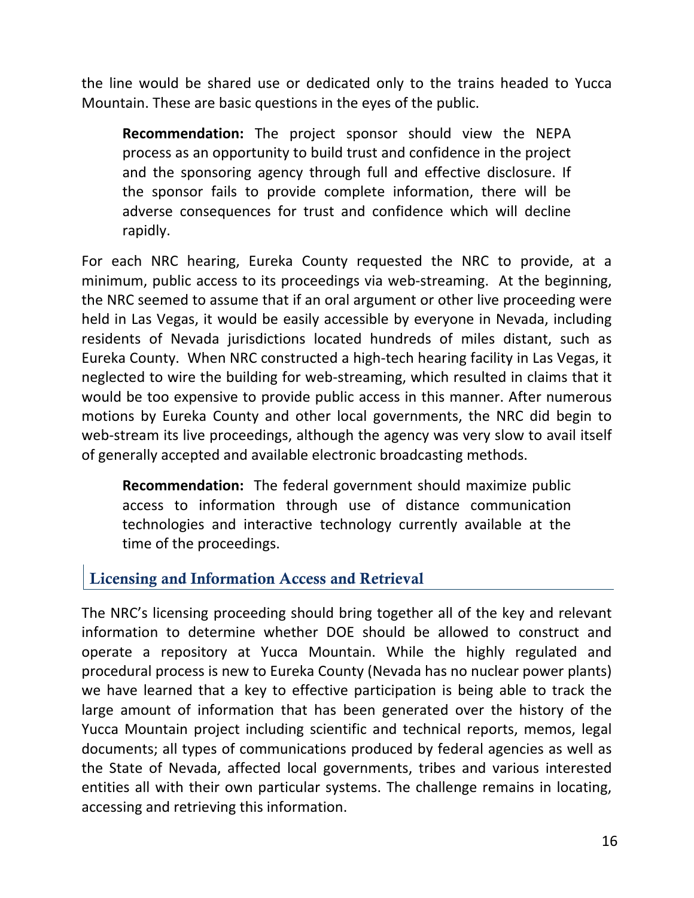the line would be shared use or dedicated only to the trains headed to Yucca Mountain. These are basic questions in the eyes of the public.

> **Recommendation:** The project sponsor should view the NEPA process as an opportunity to build trust and confidence in the project and the sponsoring agency through full and effective disclosure. If the sponsor fails to provide complete information, there will be adverse consequences for trust and confidence which will decline rapidly.

For each NRC hearing, Eureka County requested the NRC to provide, at a minimum, public access to its proceedings via web-streaming. At the beginning, the NRC seemed to assume that if an oral argument or other live proceeding were held in Las Vegas, it would be easily accessible by everyone in Nevada, including residents of Nevada jurisdictions located hundreds of miles distant, such as Eureka County. When NRC constructed a high-tech hearing facility in Las Vegas, it neglected to wire the building for web-streaming, which resulted in claims that it would be too expensive to provide public access in this manner. After numerous motions by Eureka County and other local governments, the NRC did begin to web-stream its live proceedings, although the agency was very slow to avail itself of generally accepted and available electronic broadcasting methods.

> **Recommendation:** The federal government should maximize public access to information through use of distance communication technologies and interactive technology currently available at the time of the proceedings.

## Licensing and Information Access and Retrieval

The NRC's licensing proceeding should bring together all of the key and relevant information to determine whether DOE should be allowed to construct and operate a repository at Yucca Mountain. While the highly regulated and procedural process is new to Eureka County (Nevada has no nuclear power plants) we have learned that a key to effective participation is being able to track the large amount of information that has been generated over the history of the Yucca Mountain project including scientific and technical reports, memos, legal documents; all types of communications produced by federal agencies as well as the State of Nevada, affected local governments, tribes and various interested entities all with their own particular systems. The challenge remains in locating, accessing and retrieving this information.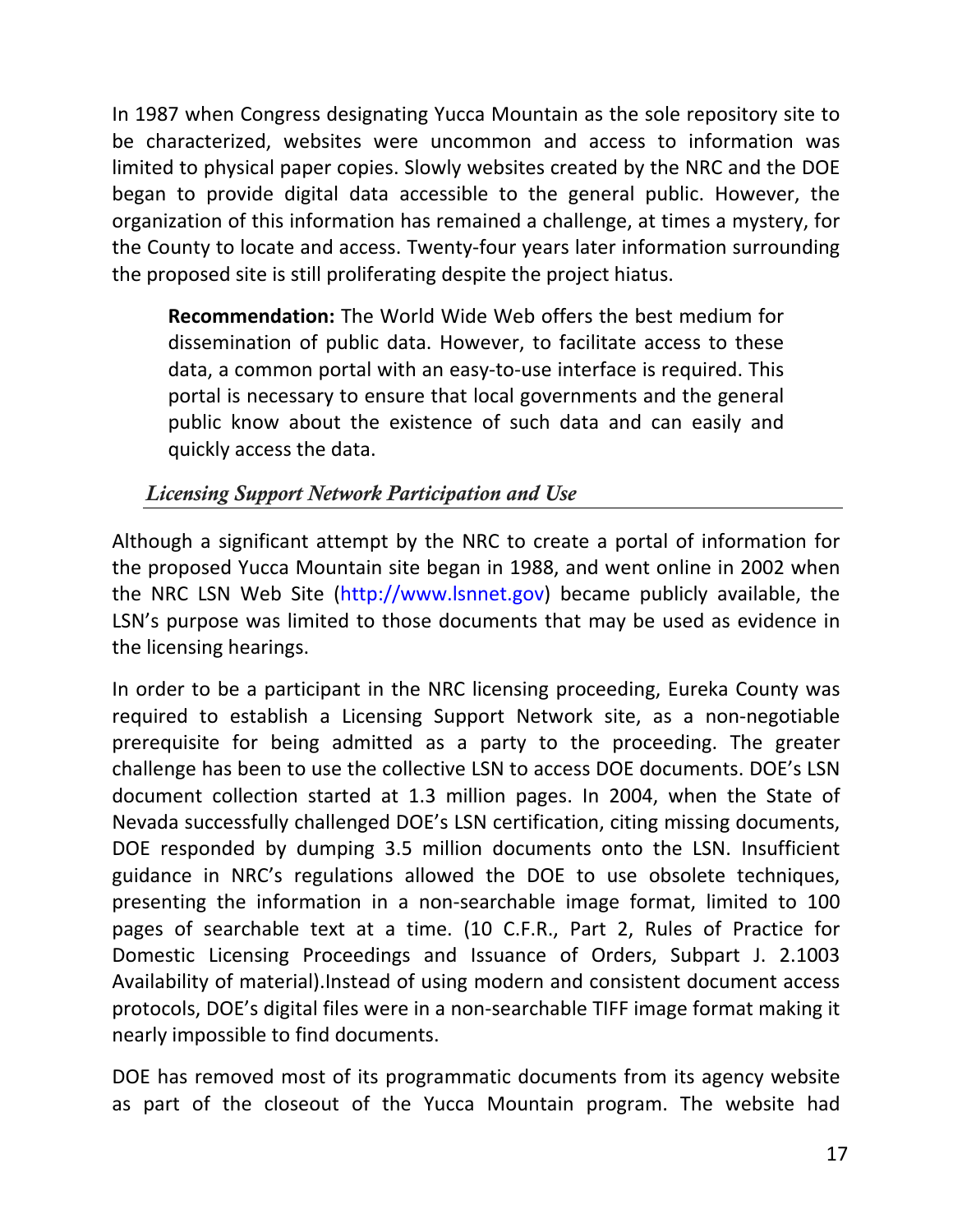In 1987 when Congress designating Yucca Mountain as the sole repository site to be characterized, websites were uncommon and access to information was limited to physical paper copies. Slowly websites created by the NRC and the DOE began to provide digital data accessible to the general public. However, the organization of this information has remained a challenge, at times a mystery, for the County to locate and access. Twenty-four years later information surrounding the proposed site is still proliferating despite the project hiatus.

> **Recommendation:** The World Wide Web offers the best medium for dissemination of public data. However, to facilitate access to these data, a common portal with an easy-to-use interface is required. This portal is necessary to ensure that local governments and the general public know about the existence of such data and can easily and quickly access the data.

### *Licensing Support Network Participation and Use*

Although a significant attempt by the NRC to create a portal of information for the proposed Yucca Mountain site began in 1988, and went online in 2002 when the NRC LSN Web Site (http://www.lsnnet.gov) became publicly available, the LSN's purpose was limited to those documents that may be used as evidence in the licensing hearings.

In order to be a participant in the NRC licensing proceeding, Eureka County was required to establish a Licensing Support Network site, as a non-negotiable prerequisite for being admitted as a party to the proceeding. The greater challenge has been to use the collective LSN to access DOE documents. DOE's LSN document collection started at 1.3 million pages. In 2004, when the State of Nevada successfully challenged DOE's LSN certification, citing missing documents, DOE responded by dumping 3.5 million documents onto the LSN. Insufficient guidance in NRC's regulations allowed the DOE to use obsolete techniques, presenting the information in a non-searchable image format, limited to 100 pages of searchable text at a time. (10 C.F.R., Part 2, Rules of Practice for Domestic Licensing Proceedings and Issuance of Orders, Subpart J. 2.1003 Availability of material).Instead of using modern and consistent document access protocols, DOE's digital files were in a non-searchable TIFF image format making it nearly impossible to find documents.

DOE has removed most of its programmatic documents from its agency website as part of the closeout of the Yucca Mountain program. The website had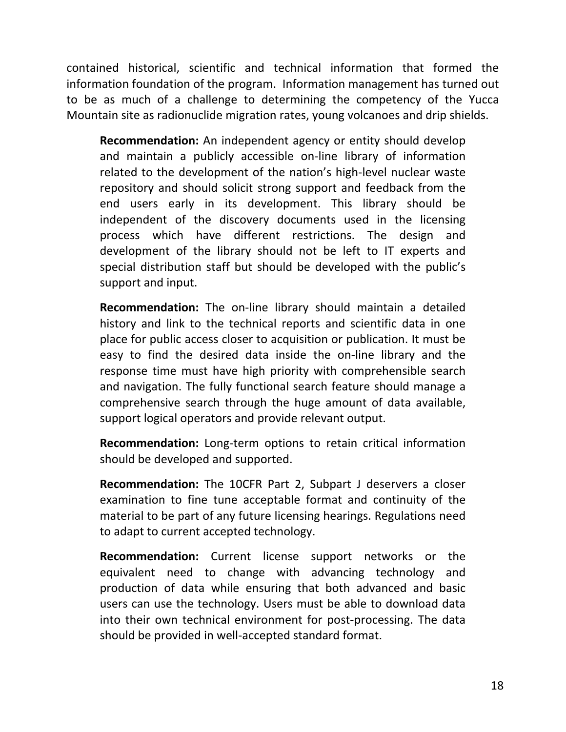contained historical, scientific and technical information that formed the information foundation of the program. Information management has turned out to be as much of a challenge to determining the competency of the Yucca Mountain site as radionuclide migration rates, young volcanoes and drip shields.

> **Recommendation:** An independent agency or entity should develop and maintain a publicly accessible on-line library of information related to the development of the nation's high-level nuclear waste repository and should solicit strong support and feedback from the end users early in its development. This library should be independent of the discovery documents used in the licensing process which have different restrictions. The design and development of the library should not be left to IT experts and special distribution staff but should be developed with the public's support and input.
>
> **Recommendation:** The on-line library should maintain a detailed history and link to the technical reports and scientific data in one place for public access closer to acquisition or publication. It must be easy to find the desired data inside the on-line library and the response time must have high priority with comprehensible search and navigation. The fully functional search feature should manage a comprehensive search through the huge amount of data available, support logical operators and provide relevant output.
>
> **Recommendation:** Long-term options to retain critical information should be developed and supported.
>
> **Recommendation:** The 10CFR Part 2, Subpart J deservers a closer examination to fine tune acceptable format and continuity of the material to be part of any future licensing hearings. Regulations need to adapt to current accepted technology.
>
> **Recommendation:** Current license support networks or the equivalent need to change with advancing technology and production of data while ensuring that both advanced and basic users can use the technology. Users must be able to download data into their own technical environment for post-processing. The data should be provided in well-accepted standard format.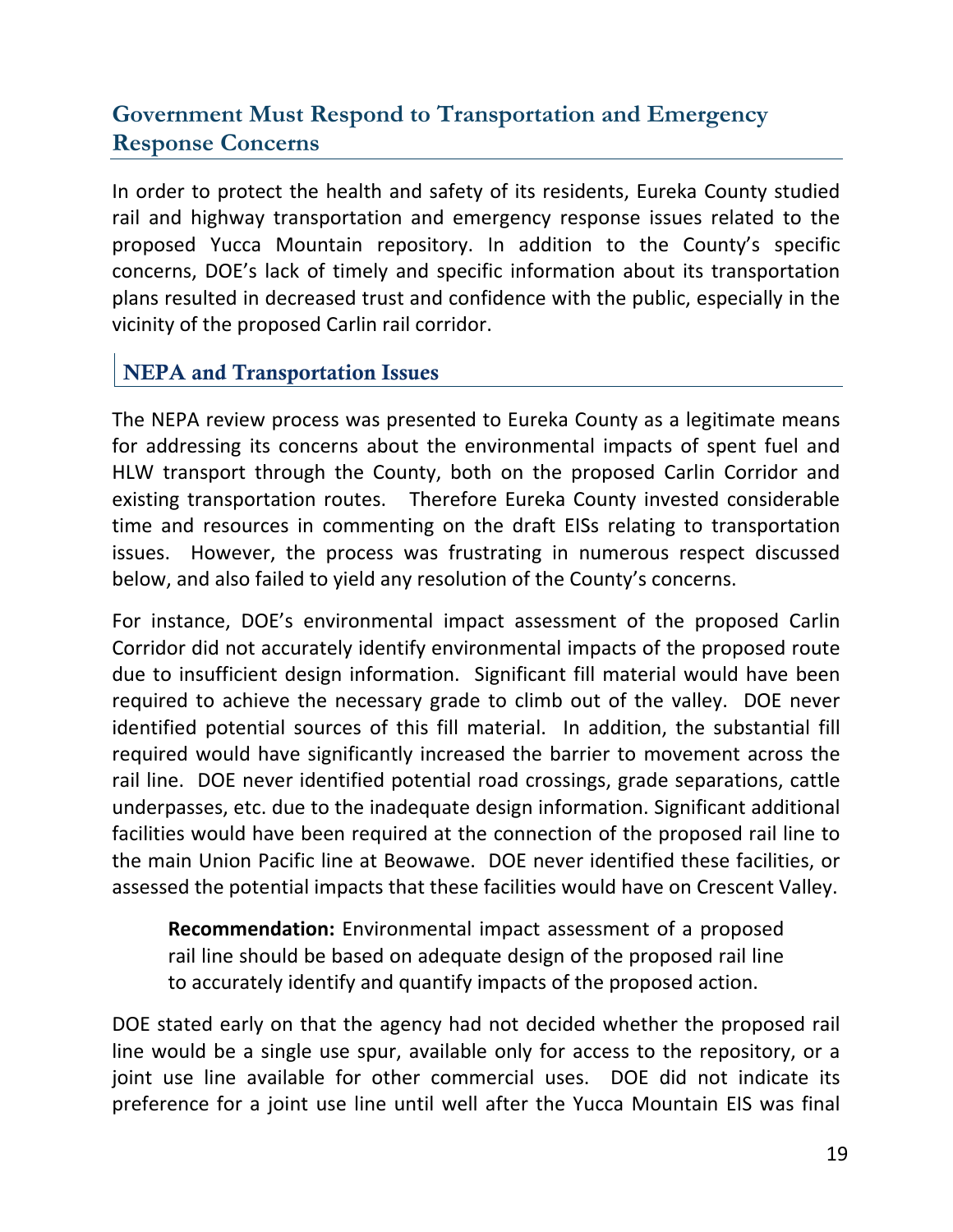## Government Must Respond to Transportation and Emergency Response Concerns

In order to protect the health and safety of its residents, Eureka County studied rail and highway transportation and emergency response issues related to the proposed Yucca Mountain repository. In addition to the County's specific concerns, DOE's lack of timely and specific information about its transportation plans resulted in decreased trust and confidence with the public, especially in the vicinity of the proposed Carlin rail corridor.

### NEPA and Transportation Issues

The NEPA review process was presented to Eureka County as a legitimate means for addressing its concerns about the environmental impacts of spent fuel and HLW transport through the County, both on the proposed Carlin Corridor and existing transportation routes. Therefore Eureka County invested considerable time and resources in commenting on the draft EISs relating to transportation issues. However, the process was frustrating in numerous respect discussed below, and also failed to yield any resolution of the County's concerns.

For instance, DOE's environmental impact assessment of the proposed Carlin Corridor did not accurately identify environmental impacts of the proposed route due to insufficient design information. Significant fill material would have been required to achieve the necessary grade to climb out of the valley. DOE never identified potential sources of this fill material. In addition, the substantial fill required would have significantly increased the barrier to movement across the rail line. DOE never identified potential road crossings, grade separations, cattle underpasses, etc. due to the inadequate design information. Significant additional facilities would have been required at the connection of the proposed rail line to the main Union Pacific line at Beowawe. DOE never identified these facilities, or assessed the potential impacts that these facilities would have on Crescent Valley.

> **Recommendation:** Environmental impact assessment of a proposed rail line should be based on adequate design of the proposed rail line to accurately identify and quantify impacts of the proposed action.

DOE stated early on that the agency had not decided whether the proposed rail line would be a single use spur, available only for access to the repository, or a joint use line available for other commercial uses. DOE did not indicate its preference for a joint use line until well after the Yucca Mountain EIS was final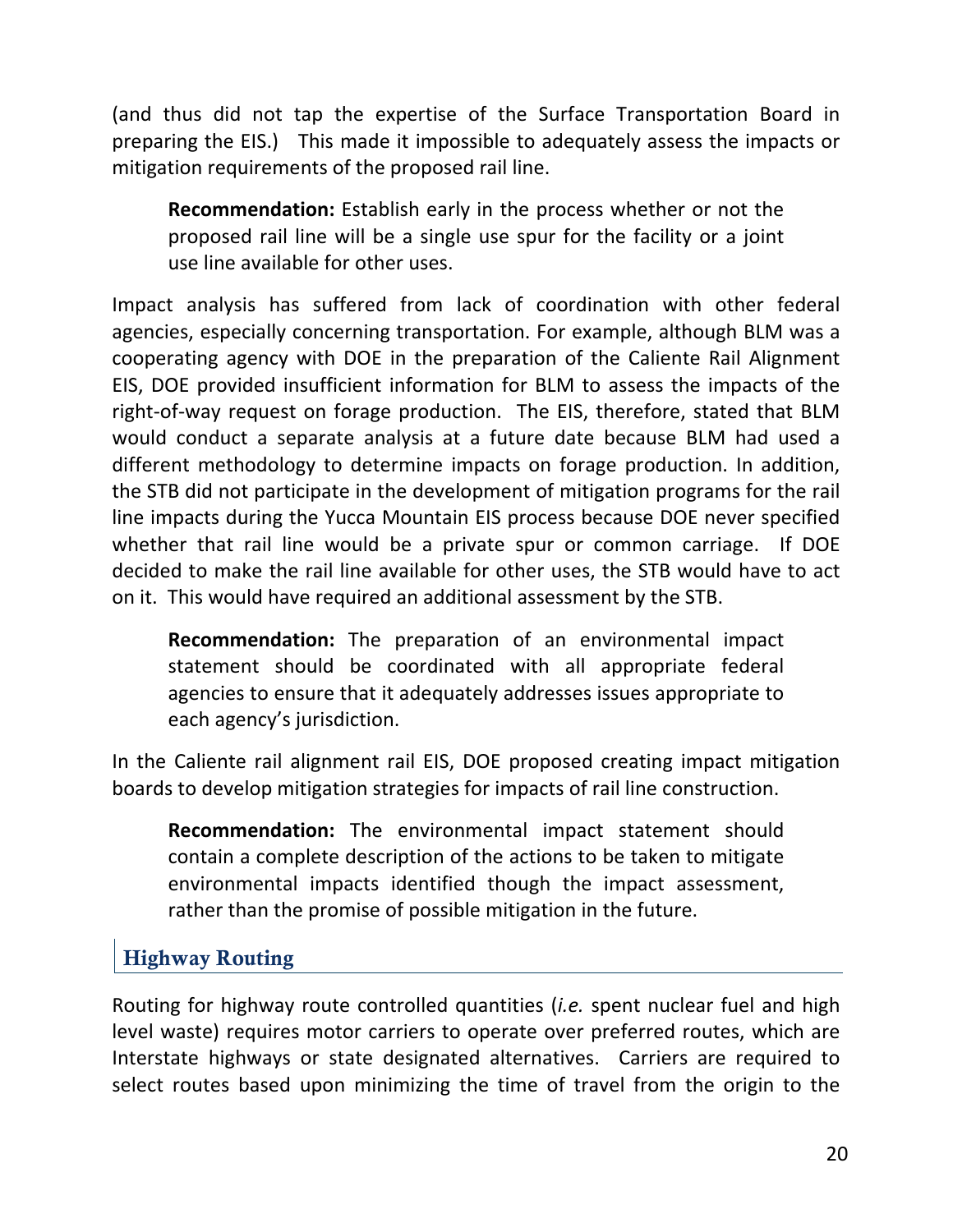(and thus did not tap the expertise of the Surface Transportation Board in preparing the EIS.) This made it impossible to adequately assess the impacts or mitigation requirements of the proposed rail line.

> **Recommendation:** Establish early in the process whether or not the proposed rail line will be a single use spur for the facility or a joint use line available for other uses.

Impact analysis has suffered from lack of coordination with other federal agencies, especially concerning transportation. For example, although BLM was a cooperating agency with DOE in the preparation of the Caliente Rail Alignment EIS, DOE provided insufficient information for BLM to assess the impacts of the right-of-way request on forage production. The EIS, therefore, stated that BLM would conduct a separate analysis at a future date because BLM had used a different methodology to determine impacts on forage production. In addition, the STB did not participate in the development of mitigation programs for the rail line impacts during the Yucca Mountain EIS process because DOE never specified whether that rail line would be a private spur or common carriage. If DOE decided to make the rail line available for other uses, the STB would have to act on it. This would have required an additional assessment by the STB.

> **Recommendation:** The preparation of an environmental impact statement should be coordinated with all appropriate federal agencies to ensure that it adequately addresses issues appropriate to each agency's jurisdiction.

In the Caliente rail alignment rail EIS, DOE proposed creating impact mitigation boards to develop mitigation strategies for impacts of rail line construction.

> **Recommendation:** The environmental impact statement should contain a complete description of the actions to be taken to mitigate environmental impacts identified though the impact assessment, rather than the promise of possible mitigation in the future.

## Highway Routing

Routing for highway route controlled quantities (*i.e.* spent nuclear fuel and high level waste) requires motor carriers to operate over preferred routes, which are Interstate highways or state designated alternatives. Carriers are required to select routes based upon minimizing the time of travel from the origin to the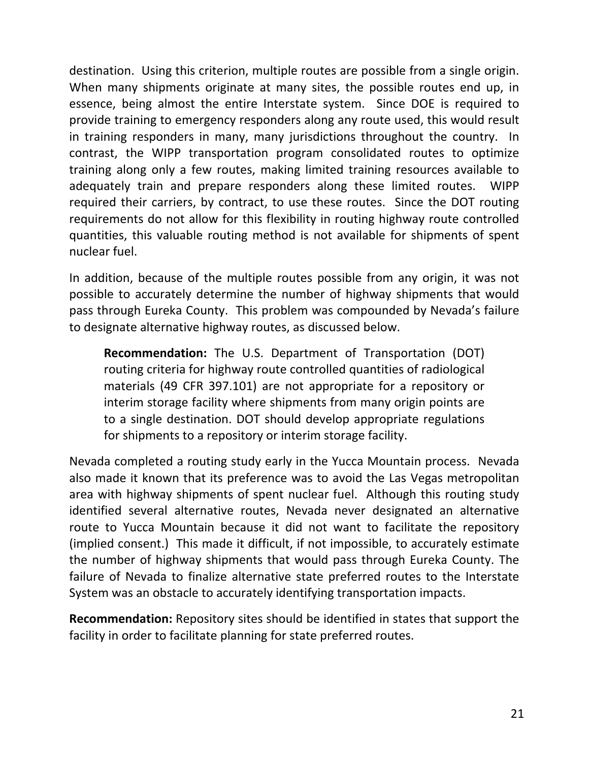destination. Using this criterion, multiple routes are possible from a single origin. When many shipments originate at many sites, the possible routes end up, in essence, being almost the entire Interstate system. Since DOE is required to provide training to emergency responders along any route used, this would result in training responders in many, many jurisdictions throughout the country. In contrast, the WIPP transportation program consolidated routes to optimize training along only a few routes, making limited training resources available to adequately train and prepare responders along these limited routes. WIPP required their carriers, by contract, to use these routes. Since the DOT routing requirements do not allow for this flexibility in routing highway route controlled quantities, this valuable routing method is not available for shipments of spent nuclear fuel.

In addition, because of the multiple routes possible from any origin, it was not possible to accurately determine the number of highway shipments that would pass through Eureka County. This problem was compounded by Nevada's failure to designate alternative highway routes, as discussed below.

> **Recommendation:** The U.S. Department of Transportation (DOT) routing criteria for highway route controlled quantities of radiological materials (49 CFR 397.101) are not appropriate for a repository or interim storage facility where shipments from many origin points are to a single destination. DOT should develop appropriate regulations for shipments to a repository or interim storage facility.

Nevada completed a routing study early in the Yucca Mountain process. Nevada also made it known that its preference was to avoid the Las Vegas metropolitan area with highway shipments of spent nuclear fuel. Although this routing study identified several alternative routes, Nevada never designated an alternative route to Yucca Mountain because it did not want to facilitate the repository (implied consent.) This made it difficult, if not impossible, to accurately estimate the number of highway shipments that would pass through Eureka County. The failure of Nevada to finalize alternative state preferred routes to the Interstate System was an obstacle to accurately identifying transportation impacts.

**Recommendation:** Repository sites should be identified in states that support the facility in order to facilitate planning for state preferred routes.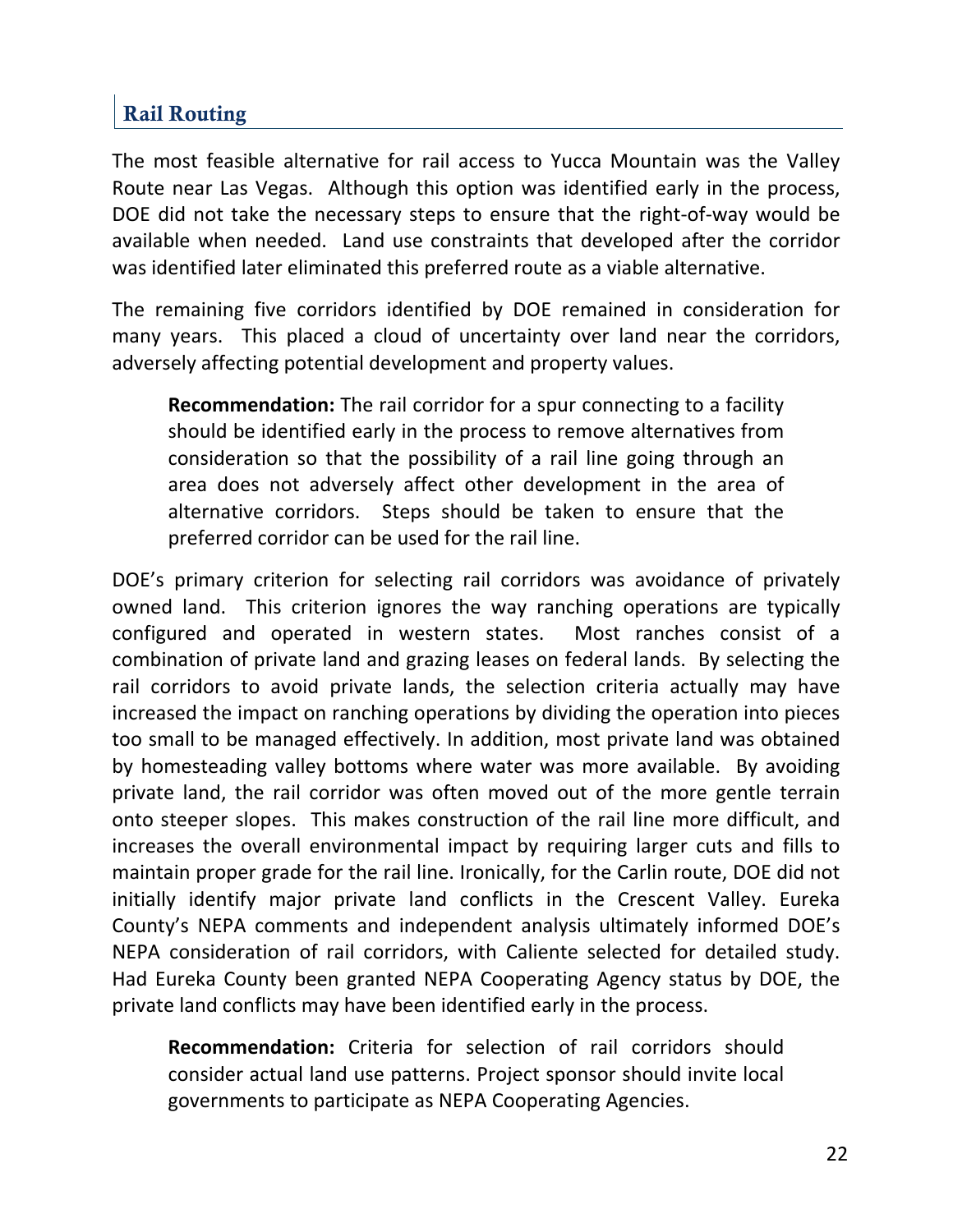## Rail Routing

The most feasible alternative for rail access to Yucca Mountain was the Valley Route near Las Vegas. Although this option was identified early in the process, DOE did not take the necessary steps to ensure that the right-of-way would be available when needed. Land use constraints that developed after the corridor was identified later eliminated this preferred route as a viable alternative.

The remaining five corridors identified by DOE remained in consideration for many years. This placed a cloud of uncertainty over land near the corridors, adversely affecting potential development and property values.

> **Recommendation:** The rail corridor for a spur connecting to a facility should be identified early in the process to remove alternatives from consideration so that the possibility of a rail line going through an area does not adversely affect other development in the area of alternative corridors. Steps should be taken to ensure that the preferred corridor can be used for the rail line.

DOE's primary criterion for selecting rail corridors was avoidance of privately owned land. This criterion ignores the way ranching operations are typically configured and operated in western states. Most ranches consist of a combination of private land and grazing leases on federal lands. By selecting the rail corridors to avoid private lands, the selection criteria actually may have increased the impact on ranching operations by dividing the operation into pieces too small to be managed effectively. In addition, most private land was obtained by homesteading valley bottoms where water was more available. By avoiding private land, the rail corridor was often moved out of the more gentle terrain onto steeper slopes. This makes construction of the rail line more difficult, and increases the overall environmental impact by requiring larger cuts and fills to maintain proper grade for the rail line. Ironically, for the Carlin route, DOE did not initially identify major private land conflicts in the Crescent Valley. Eureka County's NEPA comments and independent analysis ultimately informed DOE's NEPA consideration of rail corridors, with Caliente selected for detailed study. Had Eureka County been granted NEPA Cooperating Agency status by DOE, the private land conflicts may have been identified early in the process.

> **Recommendation:** Criteria for selection of rail corridors should consider actual land use patterns. Project sponsor should invite local governments to participate as NEPA Cooperating Agencies.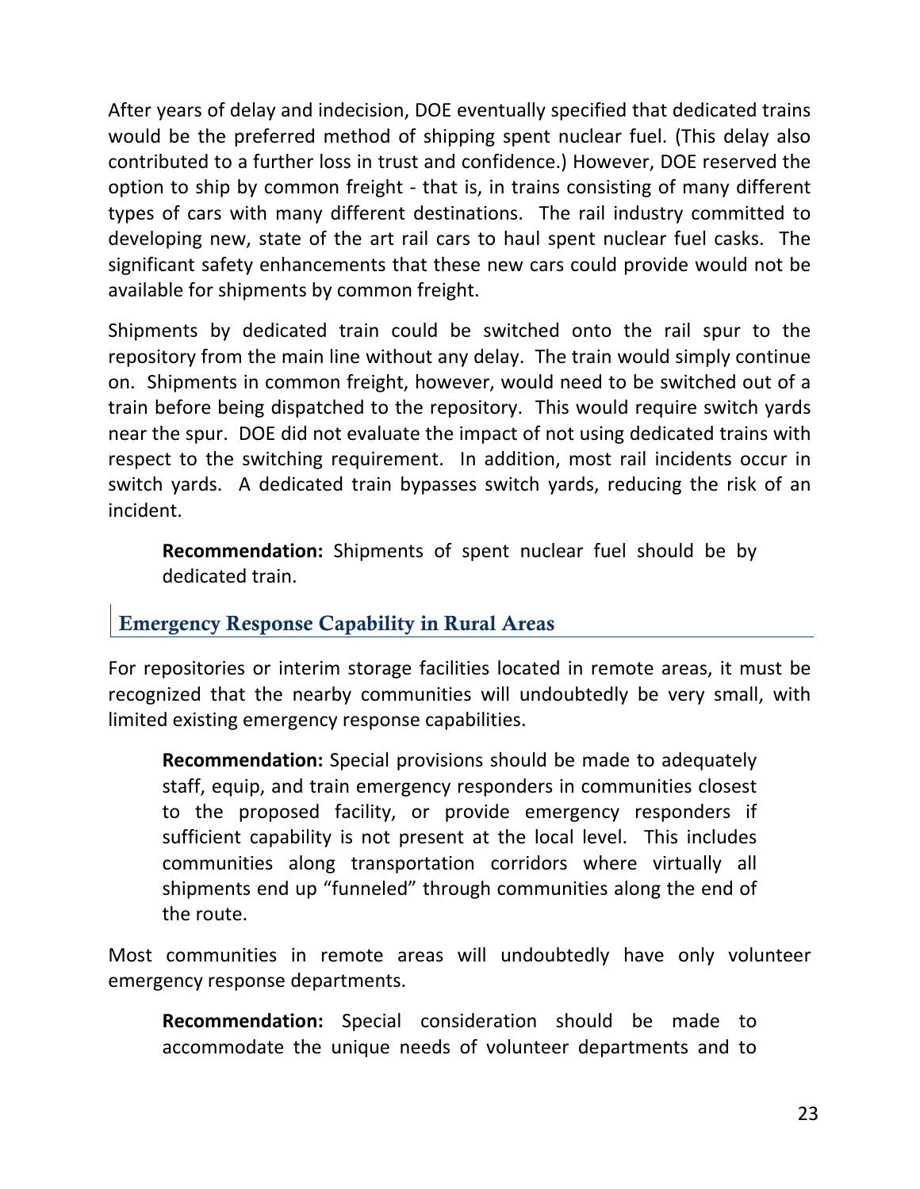After years of delay and indecision, DOE eventually specified that dedicated trains would be the preferred method of shipping spent nuclear fuel. (This delay also contributed to a further loss in trust and confidence.) However, DOE reserved the option to ship by common freight - that is, in trains consisting of many different types of cars with many different destinations. The rail industry committed to developing new, state of the art rail cars to haul spent nuclear fuel casks. The significant safety enhancements that these new cars could provide would not be available for shipments by common freight.

Shipments by dedicated train could be switched onto the rail spur to the repository from the main line without any delay. The train would simply continue on. Shipments in common freight, however, would need to be switched out of a train before being dispatched to the repository. This would require switch yards near the spur. DOE did not evaluate the impact of not using dedicated trains with respect to the switching requirement. In addition, most rail incidents occur in switch yards. A dedicated train bypasses switch yards, reducing the risk of an incident.

> **Recommendation:** Shipments of spent nuclear fuel should be by dedicated train.

## Emergency Response Capability in Rural Areas

For repositories or interim storage facilities located in remote areas, it must be recognized that the nearby communities will undoubtedly be very small, with limited existing emergency response capabilities.

> **Recommendation:** Special provisions should be made to adequately staff, equip, and train emergency responders in communities closest to the proposed facility, or provide emergency responders if sufficient capability is not present at the local level. This includes communities along transportation corridors where virtually all shipments end up "funneled" through communities along the end of the route.

Most communities in remote areas will undoubtedly have only volunteer emergency response departments.

> **Recommendation:** Special consideration should be made to accommodate the unique needs of volunteer departments and to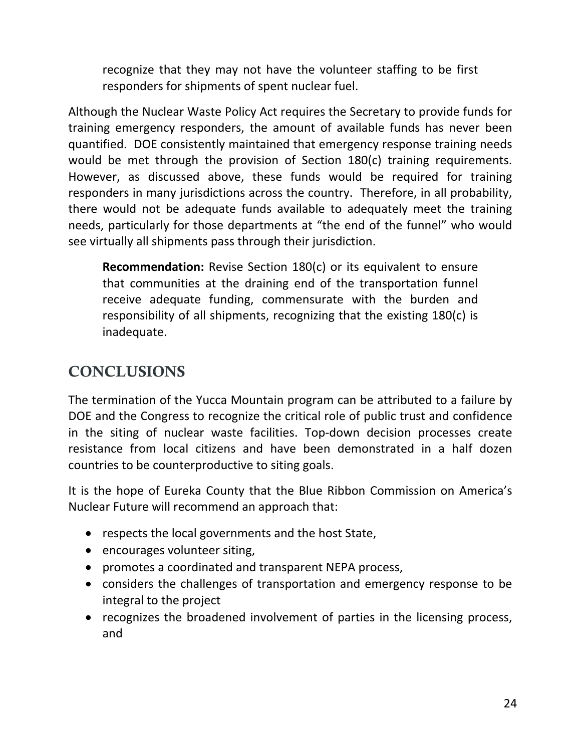recognize that they may not have the volunteer staffing to be first responders for shipments of spent nuclear fuel.

Although the Nuclear Waste Policy Act requires the Secretary to provide funds for training emergency responders, the amount of available funds has never been quantified. DOE consistently maintained that emergency response training needs would be met through the provision of Section 180(c) training requirements. However, as discussed above, these funds would be required for training responders in many jurisdictions across the country. Therefore, in all probability, there would not be adequate funds available to adequately meet the training needs, particularly for those departments at "the end of the funnel" who would see virtually all shipments pass through their jurisdiction.

> **Recommendation:** Revise Section 180(c) or its equivalent to ensure that communities at the draining end of the transportation funnel receive adequate funding, commensurate with the burden and responsibility of all shipments, recognizing that the existing 180(c) is inadequate.

## CONCLUSIONS

The termination of the Yucca Mountain program can be attributed to a failure by DOE and the Congress to recognize the critical role of public trust and confidence in the siting of nuclear waste facilities. Top-down decision processes create resistance from local citizens and have been demonstrated in a half dozen countries to be counterproductive to siting goals.

It is the hope of Eureka County that the Blue Ribbon Commission on America's Nuclear Future will recommend an approach that:

- respects the local governments and the host State,
- encourages volunteer siting,
- promotes a coordinated and transparent NEPA process,
- considers the challenges of transportation and emergency response to be integral to the project
- recognizes the broadened involvement of parties in the licensing process, and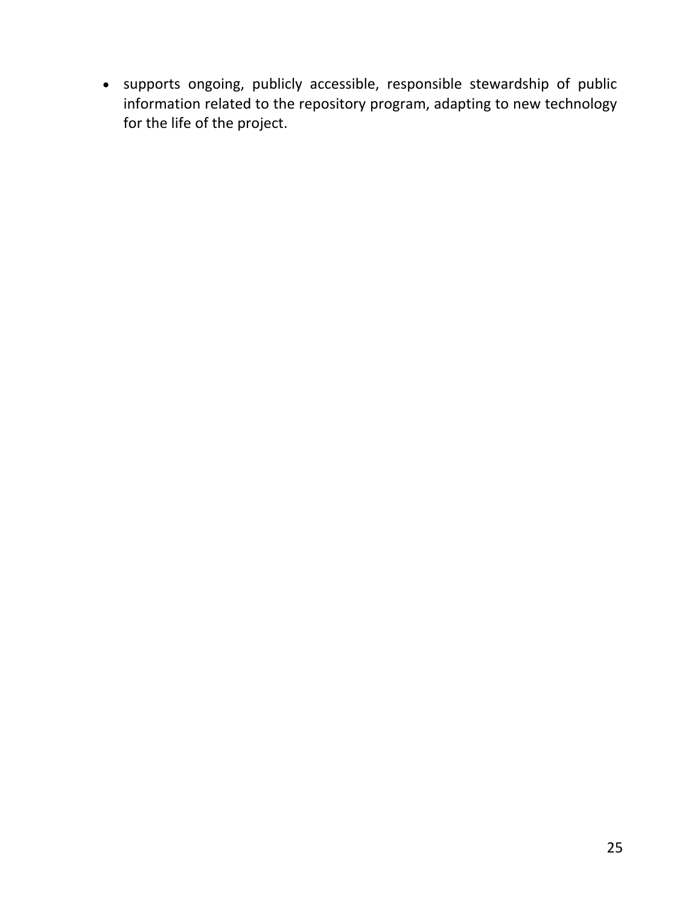- supports ongoing, publicly accessible, responsible stewardship of public information related to the repository program, adapting to new technology for the life of the project.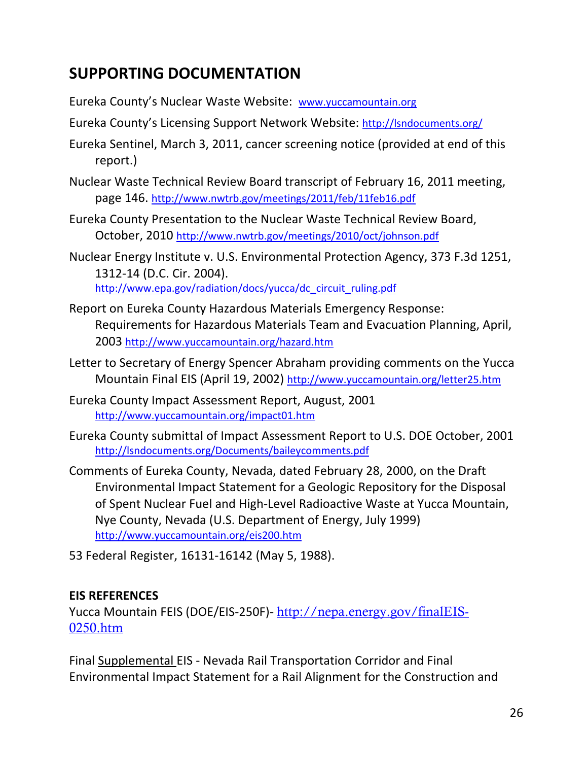## SUPPORTING DOCUMENTATION

Eureka County's Nuclear Waste Website: www.yuccamountain.org

Eureka County's Licensing Support Network Website: http://lsndocuments.org/

Eureka Sentinel, March 3, 2011, cancer screening notice (provided at end of this report.)

Nuclear Waste Technical Review Board transcript of February 16, 2011 meeting, page 146. http://www.nwtrb.gov/meetings/2011/feb/11feb16.pdf

Eureka County Presentation to the Nuclear Waste Technical Review Board, October, 2010 http://www.nwtrb.gov/meetings/2010/oct/johnson.pdf

Nuclear Energy Institute v. U.S. Environmental Protection Agency, 373 F.3d 1251, 1312-14 (D.C. Cir. 2004). http://www.epa.gov/radiation/docs/yucca/dc_circuit_ruling.pdf

Report on Eureka County Hazardous Materials Emergency Response: Requirements for Hazardous Materials Team and Evacuation Planning, April, 2003 http://www.yuccamountain.org/hazard.htm

Letter to Secretary of Energy Spencer Abraham providing comments on the Yucca Mountain Final EIS (April 19, 2002) http://www.yuccamountain.org/letter25.htm

Eureka County Impact Assessment Report, August, 2001 http://www.yuccamountain.org/impact01.htm

Eureka County submittal of Impact Assessment Report to U.S. DOE October, 2001 http://lsndocuments.org/Documents/baileycomments.pdf

Comments of Eureka County, Nevada, dated February 28, 2000, on the Draft Environmental Impact Statement for a Geologic Repository for the Disposal of Spent Nuclear Fuel and High-Level Radioactive Waste at Yucca Mountain, Nye County, Nevada (U.S. Department of Energy, July 1999) http://www.yuccamountain.org/eis200.htm

53 Federal Register, 16131-16142 (May 5, 1988).

**EIS REFERENCES**

Yucca Mountain FEIS (DOE/EIS-250F)- http://nepa.energy.gov/finalEIS-0250.htm

Final Supplemental EIS - Nevada Rail Transportation Corridor and Final Environmental Impact Statement for a Rail Alignment for the Construction and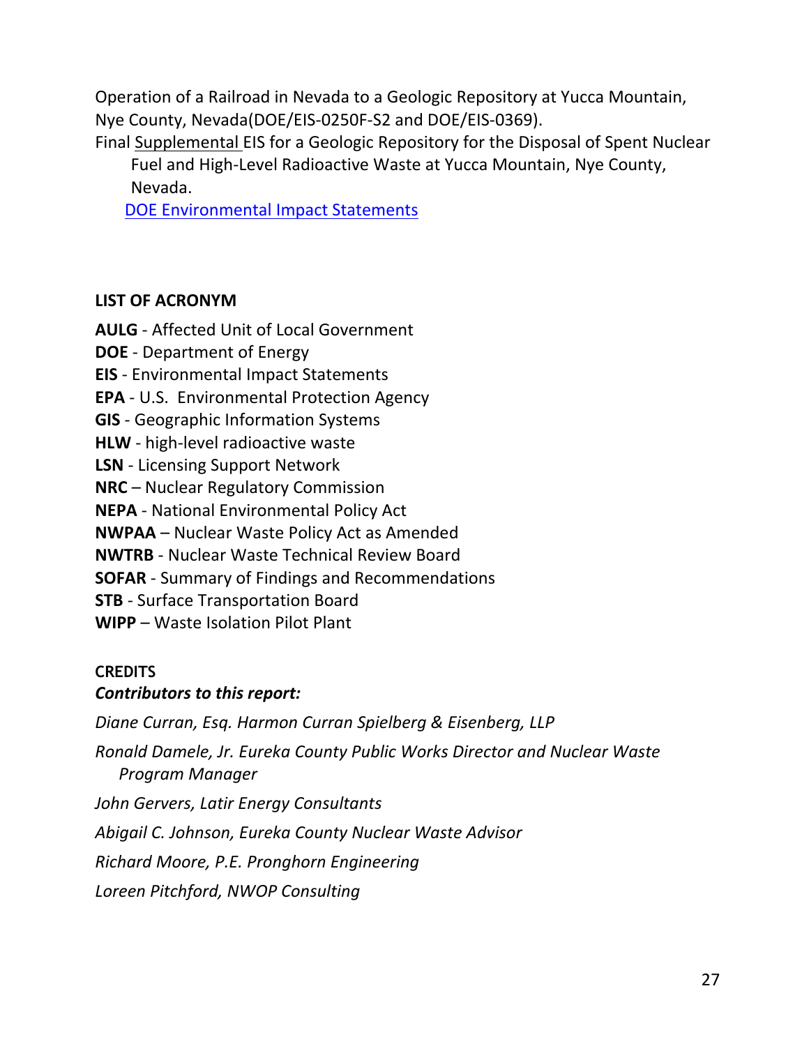Operation of a Railroad in Nevada to a Geologic Repository at Yucca Mountain, Nye County, Nevada(DOE/EIS-0250F-S2 and DOE/EIS-0369).

Final Supplemental EIS for a Geologic Repository for the Disposal of Spent Nuclear Fuel and High-Level Radioactive Waste at Yucca Mountain, Nye County, Nevada.

DOE Environmental Impact Statements

**LIST OF ACRONYM**

**AULG** - Affected Unit of Local Government
**DOE** - Department of Energy
**EIS** - Environmental Impact Statements
**EPA** - U.S. Environmental Protection Agency
**GIS** - Geographic Information Systems
**HLW** - high-level radioactive waste
**LSN** - Licensing Support Network
**NRC** – Nuclear Regulatory Commission
**NEPA** - National Environmental Policy Act
**NWPAA** – Nuclear Waste Policy Act as Amended
**NWTRB** - Nuclear Waste Technical Review Board
**SOFAR** - Summary of Findings and Recommendations
**STB** - Surface Transportation Board
**WIPP** – Waste Isolation Pilot Plant

**CREDITS**

***Contributors to this report:***

*Diane Curran, Esq. Harmon Curran Spielberg & Eisenberg, LLP*

*Ronald Damele, Jr. Eureka County Public Works Director and Nuclear Waste Program Manager*

*John Gervers, Latir Energy Consultants*

*Abigail C. Johnson, Eureka County Nuclear Waste Advisor*

*Richard Moore, P.E. Pronghorn Engineering*

*Loreen Pitchford, NWOP Consulting*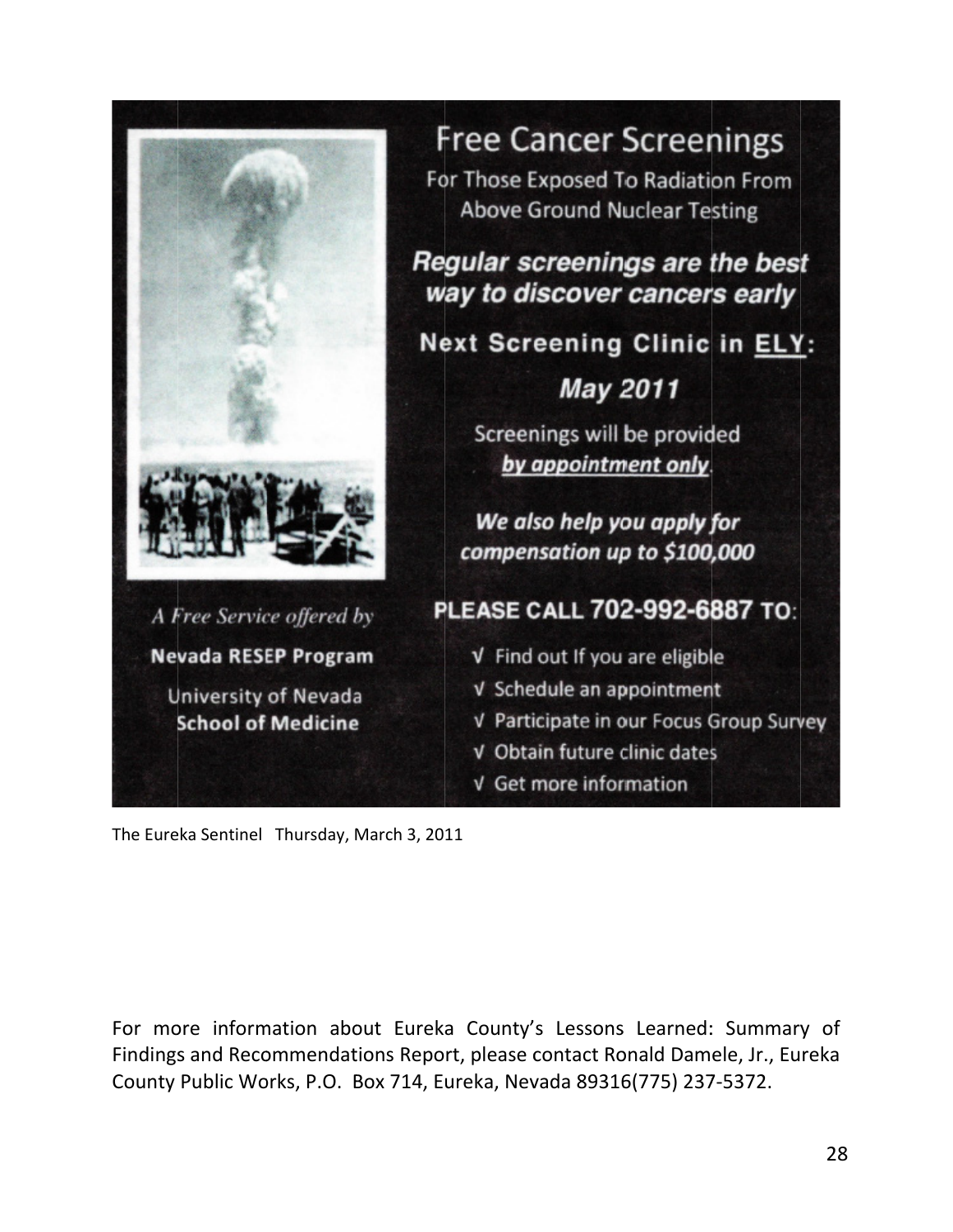# Free Cancer Screenings

For Those Exposed To Radiation From Above Ground Nuclear Testing

***Regular screenings are the best way to discover cancers early***

**Next Screening Clinic in <u>ELY</u>:**

***May 2011***

Screenings will be provided ***by appointment only***.

***We also help you apply for compensation up to $100,000***

*A Free Service offered by*

**Nevada RESEP Program**

University of Nevada
**School of Medicine**

**PLEASE CALL 702-992-6887 TO:**

- √ Find out If you are eligible
- √ Schedule an appointment
- √ Participate in our Focus Group Survey
- √ Obtain future clinic dates
- √ Get more information

The Eureka Sentinel Thursday, March 3, 2011

For more information about Eureka County's Lessons Learned: Summary of Findings and Recommendations Report, please contact Ronald Damele, Jr., Eureka County Public Works, P.O. Box 714, Eureka, Nevada 89316(775) 237-5372.